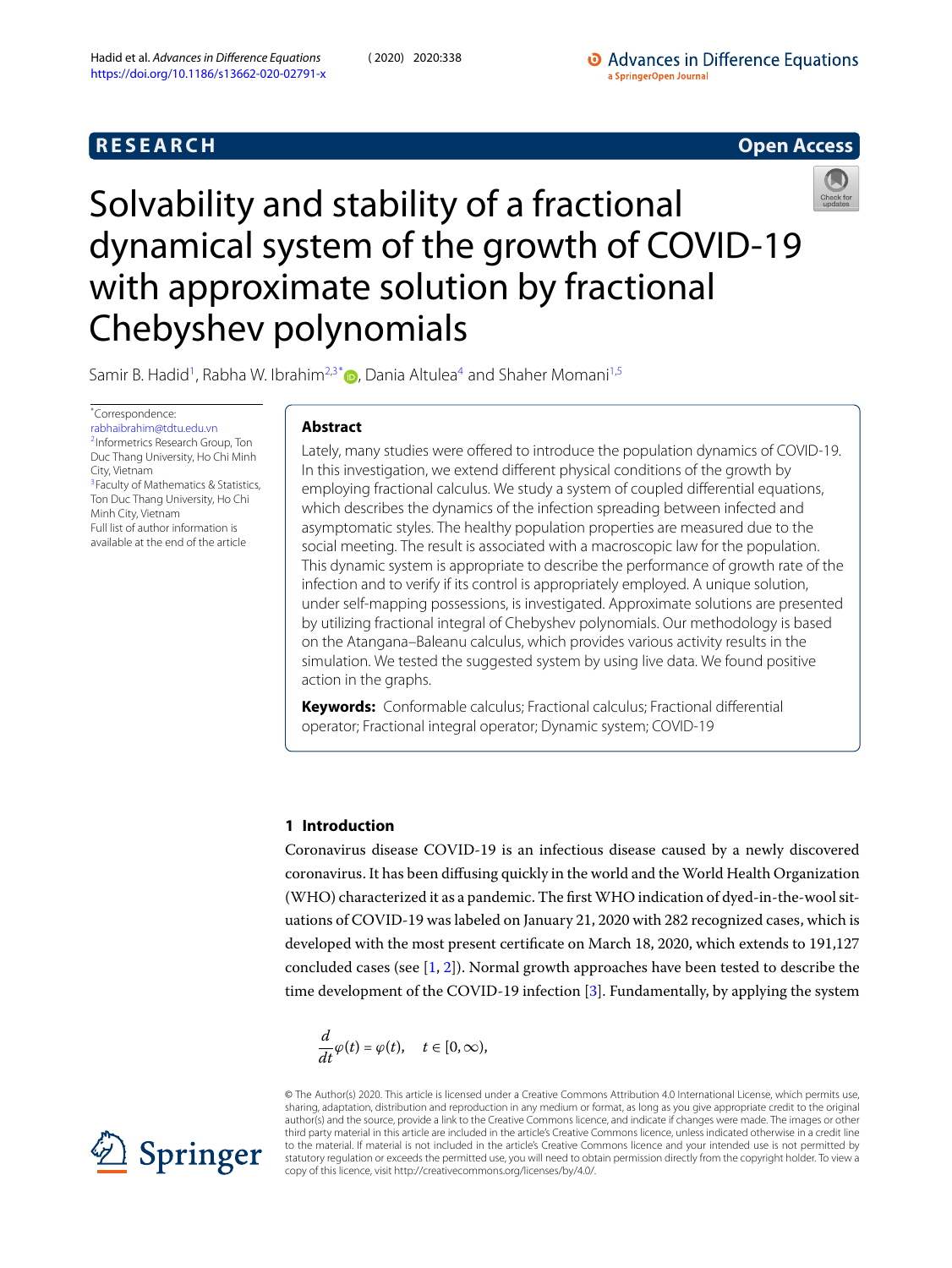RESEARCH

Open Access

# Solvability and stability of a fractional dynamical system of the growth of COVID-19 with approximate solution by fractional Chebyshev polynomials

Samir B. Hadid[1], Rabha W. Ibrahim[2,3*], Dania Altulea[4] and Shaher Momani[1,5]

*Correspondence: rabhaibrahim@tdtu.edu.vn
[2]Informetrics Research Group, Ton Duc Thang University, Ho Chi Minh City, Vietnam
[3]Faculty of Mathematics & Statistics, Ton Duc Thang University, Ho Chi Minh City, Vietnam
Full list of author information is available at the end of the article

## Abstract

Lately, many studies were offered to introduce the population dynamics of COVID-19. In this investigation, we extend different physical conditions of the growth by employing fractional calculus. We study a system of coupled differential equations, which describes the dynamics of the infection spreading between infected and asymptomatic styles. The healthy population properties are measured due to the social meeting. The result is associated with a macroscopic law for the population. This dynamic system is appropriate to describe the performance of growth rate of the infection and to verify if its control is appropriately employed. A unique solution, under self-mapping possessions, is investigated. Approximate solutions are presented by utilizing fractional integral of Chebyshev polynomials. Our methodology is based on the Atangana–Baleanu calculus, which provides various activity results in the simulation. We tested the suggested system by using live data. We found positive action in the graphs.

**Keywords:** Conformable calculus; Fractional calculus; Fractional differential operator; Fractional integral operator; Dynamic system; COVID-19

## 1 Introduction

Coronavirus disease COVID-19 is an infectious disease caused by a newly discovered coronavirus. It has been diffusing quickly in the world and the World Health Organization (WHO) characterized it as a pandemic. The first WHO indication of dyed-in-the-wool situations of COVID-19 was labeled on January 21, 2020 with 282 recognized cases, which is developed with the most present certificate on March 18, 2020, which extends to 191,127 concluded cases (see [1, 2]). Normal growth approaches have been tested to describe the time development of the COVID-19 infection [3]. Fundamentally, by applying the system

$$\frac{d}{dt}\varphi(t) = \varphi(t), \quad t \in [0,\infty),$$

© The Author(s) 2020. This article is licensed under a Creative Commons Attribution 4.0 International License, which permits use, sharing, adaptation, distribution and reproduction in any medium or format, as long as you give appropriate credit to the original author(s) and the source, provide a link to the Creative Commons licence, and indicate if changes were made. The images or other third party material in this article are included in the article's Creative Commons licence, unless indicated otherwise in a credit line to the material. If material is not included in the article's Creative Commons licence and your intended use is not permitted by statutory regulation or exceeds the permitted use, you will need to obtain permission directly from the copyright holder. To view a copy of this licence, visit http://creativecommons.org/licenses/by/4.0/.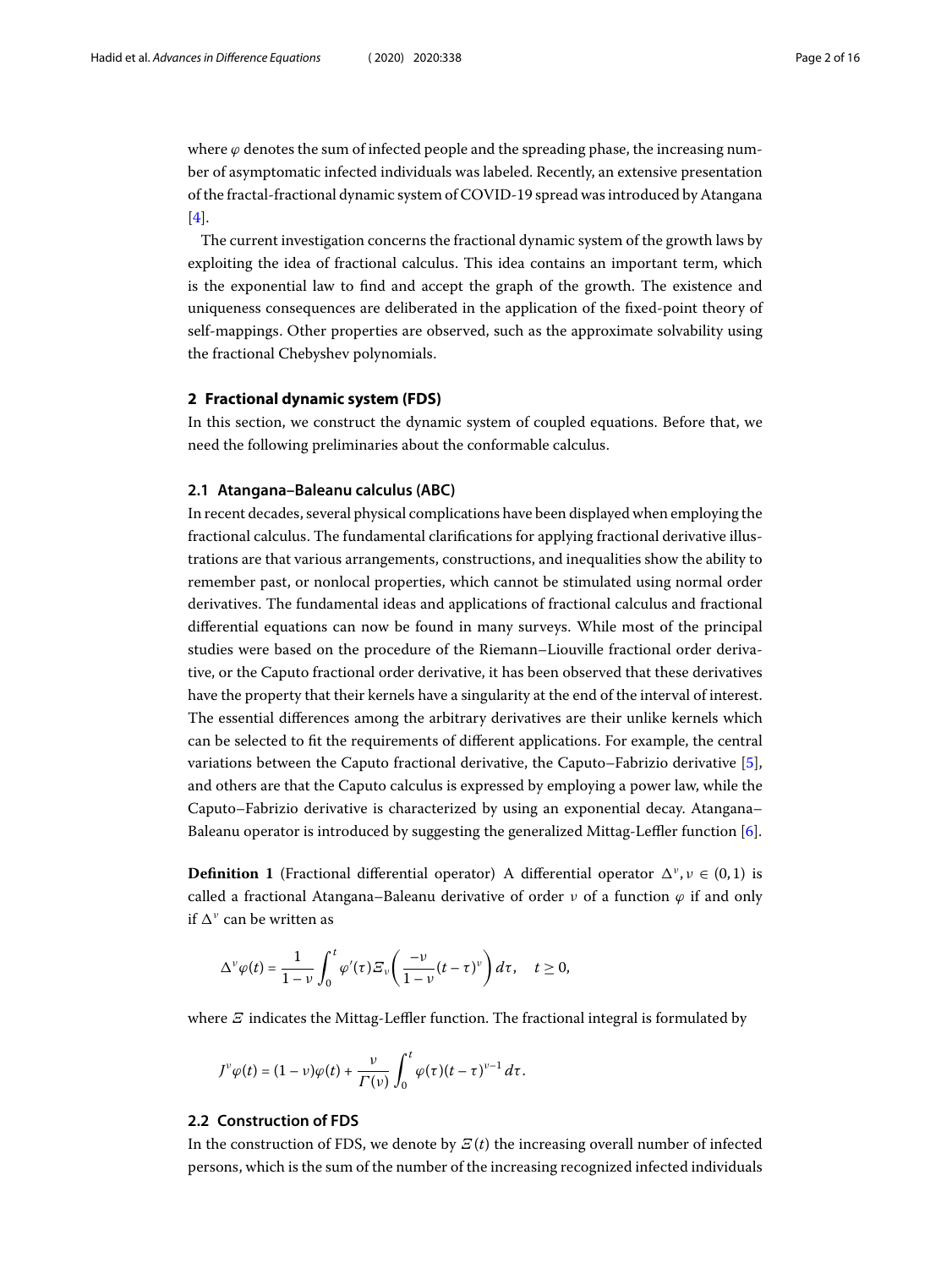where $\varphi$ denotes the sum of infected people and the spreading phase, the increasing number of asymptomatic infected individuals was labeled. Recently, an extensive presentation of the fractal-fractional dynamic system of COVID-19 spread was introduced by Atangana [4].

The current investigation concerns the fractional dynamic system of the growth laws by exploiting the idea of fractional calculus. This idea contains an important term, which is the exponential law to find and accept the graph of the growth. The existence and uniqueness consequences are deliberated in the application of the fixed-point theory of self-mappings. Other properties are observed, such as the approximate solvability using the fractional Chebyshev polynomials.

## 2 Fractional dynamic system (FDS)

In this section, we construct the dynamic system of coupled equations. Before that, we need the following preliminaries about the conformable calculus.

### 2.1 Atangana–Baleanu calculus (ABC)

In recent decades, several physical complications have been displayed when employing the fractional calculus. The fundamental clarifications for applying fractional derivative illustrations are that various arrangements, constructions, and inequalities show the ability to remember past, or nonlocal properties, which cannot be stimulated using normal order derivatives. The fundamental ideas and applications of fractional calculus and fractional differential equations can now be found in many surveys. While most of the principal studies were based on the procedure of the Riemann–Liouville fractional order derivative, or the Caputo fractional order derivative, it has been observed that these derivatives have the property that their kernels have a singularity at the end of the interval of interest. The essential differences among the arbitrary derivatives are their unlike kernels which can be selected to fit the requirements of different applications. For example, the central variations between the Caputo fractional derivative, the Caputo–Fabrizio derivative [5], and others are that the Caputo calculus is expressed by employing a power law, while the Caputo–Fabrizio derivative is characterized by using an exponential decay. Atangana–Baleanu operator is introduced by suggesting the generalized Mittag-Leffler function [6].

**Definition 1** (Fractional differential operator) A differential operator $\Delta^{\nu}, \nu \in (0,1)$ is called a fractional Atangana–Baleanu derivative of order $\nu$ of a function $\varphi$ if and only if $\Delta^{\nu}$ can be written as

$$\Delta^{\nu}\varphi(t) = \frac{1}{1-\nu}\int_0^t \varphi'(\tau)\Xi_{\nu}\left(\frac{-\nu}{1-\nu}(t-\tau)^{\nu}\right)d\tau, \quad t \geq 0,$$

where $\Xi$ indicates the Mittag-Leffler function. The fractional integral is formulated by

$$J^{\nu}\varphi(t) = (1-\nu)\varphi(t) + \frac{\nu}{\Gamma(\nu)}\int_0^t \varphi(\tau)(t-\tau)^{\nu-1}\,d\tau.$$

### 2.2 Construction of FDS

In the construction of FDS, we denote by $\Xi(t)$ the increasing overall number of infected persons, which is the sum of the number of the increasing recognized infected individuals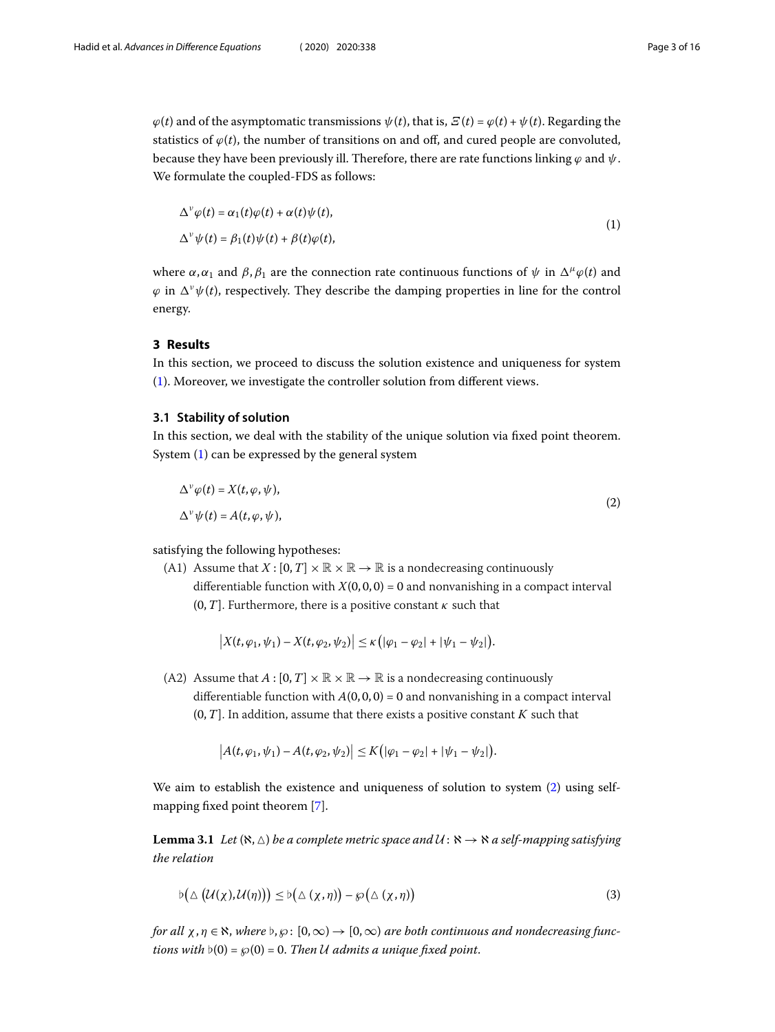$\varphi(t)$ and of the asymptomatic transmissions $\psi(t)$, that is, $\Xi(t) = \varphi(t) + \psi(t)$. Regarding the statistics of $\varphi(t)$, the number of transitions on and off, and cured people are convoluted, because they have been previously ill. Therefore, there are rate functions linking $\varphi$ and $\psi$. We formulate the coupled-FDS as follows:

$$
\begin{aligned}
\Delta^{\nu}\varphi(t) &= \alpha_1(t)\varphi(t) + \alpha(t)\psi(t), \\
\Delta^{\nu}\psi(t) &= \beta_1(t)\psi(t) + \beta(t)\varphi(t),
\end{aligned}
\tag{1}
$$

where $\alpha, \alpha_1$ and $\beta, \beta_1$ are the connection rate continuous functions of $\psi$ in $\Delta^{\mu}\varphi(t)$ and $\varphi$ in $\Delta^{\nu}\psi(t)$, respectively. They describe the damping properties in line for the control energy.

## 3 Results

In this section, we proceed to discuss the solution existence and uniqueness for system (1). Moreover, we investigate the controller solution from different views.

### 3.1 Stability of solution

In this section, we deal with the stability of the unique solution via fixed point theorem. System (1) can be expressed by the general system

$$
\begin{aligned}
\Delta^{\nu}\varphi(t) &= X(t, \varphi, \psi), \\
\Delta^{\nu}\psi(t) &= A(t, \varphi, \psi),
\end{aligned}
\tag{2}
$$

satisfying the following hypotheses:

(A1) Assume that $X : [0, T] \times \mathbb{R} \times \mathbb{R} \to \mathbb{R}$ is a nondecreasing continuously differentiable function with $X(0, 0, 0) = 0$ and nonvanishing in a compact interval $(0, T]$. Furthermore, there is a positive constant $\kappa$ such that

$$
\left|X(t, \varphi_1, \psi_1) - X(t, \varphi_2, \psi_2)\right| \leq \kappa\left(|\varphi_1 - \varphi_2| + |\psi_1 - \psi_2|\right).
$$

(A2) Assume that $A : [0, T] \times \mathbb{R} \times \mathbb{R} \to \mathbb{R}$ is a nondecreasing continuously differentiable function with $A(0, 0, 0) = 0$ and nonvanishing in a compact interval $(0, T]$. In addition, assume that there exists a positive constant $K$ such that

$$
\left|A(t, \varphi_1, \psi_1) - A(t, \varphi_2, \psi_2)\right| \leq K\left(|\varphi_1 - \varphi_2| + |\psi_1 - \psi_2|\right).
$$

We aim to establish the existence and uniqueness of solution to system (2) using self-mapping fixed point theorem [7].

**Lemma 3.1** *Let $(\aleph, \triangle)$ be a complete metric space and $\mathcal{U} : \aleph \to \aleph$ a self-mapping satisfying the relation*

$$
\flat\left(\triangle\left(\mathcal{U}(\chi), \mathcal{U}(\eta)\right)\right) \leq \flat\left(\triangle(\chi, \eta)\right) - \wp\left(\triangle(\chi, \eta)\right)
\tag{3}
$$

*for all $\chi, \eta \in \aleph$, where $\flat, \wp : [0, \infty) \to [0, \infty)$ are both continuous and nondecreasing functions with $\flat(0) = \wp(0) = 0$. Then $\mathcal{U}$ admits a unique fixed point.*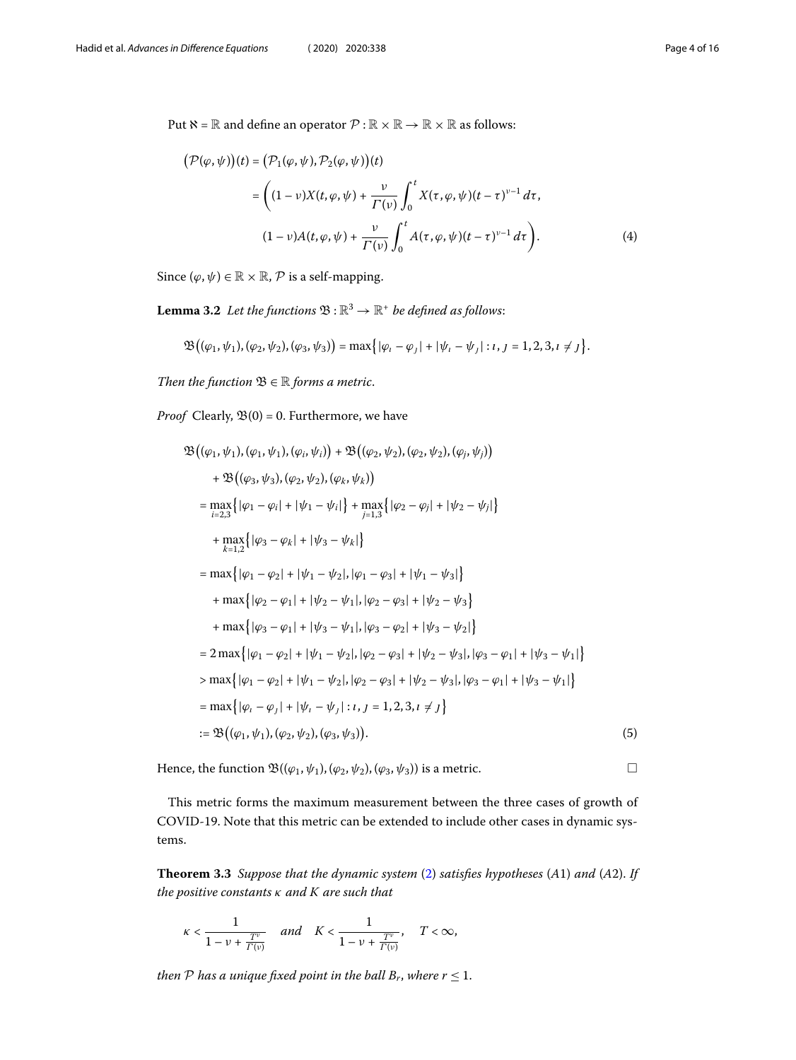Put $\aleph = \mathbb{R}$ and define an operator $\mathcal{P} : \mathbb{R} \times \mathbb{R} \to \mathbb{R} \times \mathbb{R}$ as follows:

$$
\begin{aligned}
\big(\mathcal{P}(\varphi,\psi)\big)(t) &= \big(\mathcal{P}_1(\varphi,\psi), \mathcal{P}_2(\varphi,\psi)\big)(t) \\
&= \Bigg( (1-\nu)X(t,\varphi,\psi) + \frac{\nu}{\Gamma(\nu)} \int_0^t X(\tau,\varphi,\psi)(t-\tau)^{\nu-1}\,d\tau, \\
&\qquad (1-\nu)A(t,\varphi,\psi) + \frac{\nu}{\Gamma(\nu)} \int_0^t A(\tau,\varphi,\psi)(t-\tau)^{\nu-1}\,d\tau \Bigg).
\end{aligned} \tag{4}
$$

Since $(\varphi,\psi) \in \mathbb{R} \times \mathbb{R}$, $\mathcal{P}$ is a self-mapping.

**Lemma 3.2** *Let the functions* $\mathfrak{B} : \mathbb{R}^3 \to \mathbb{R}^+$ *be defined as follows*:

$$
\mathfrak{B}\big((\varphi_1,\psi_1),(\varphi_2,\psi_2),(\varphi_3,\psi_3)\big) = \max\big\{|\varphi_\imath - \varphi_\jmath| + |\psi_\imath - \psi_\jmath| : \imath,\jmath = 1,2,3, \imath \neq \jmath\big\}.
$$

*Then the function* $\mathfrak{B} \in \mathbb{R}$ *forms a metric*.

*Proof* Clearly, $\mathfrak{B}(0) = 0$. Furthermore, we have

$$
\begin{aligned}
&\mathfrak{B}\big((\varphi_1,\psi_1),(\varphi_1,\psi_1),(\varphi_i,\psi_i)\big) + \mathfrak{B}\big((\varphi_2,\psi_2),(\varphi_2,\psi_2),(\varphi_j,\psi_j)\big) \\
&\quad + \mathfrak{B}\big((\varphi_3,\psi_3),(\varphi_2,\psi_2),(\varphi_k,\psi_k)\big) \\
&= \max_{i=2,3}\big\{|\varphi_1 - \varphi_i| + |\psi_1 - \psi_i|\big\} + \max_{j=1,3}\big\{|\varphi_2 - \varphi_j| + |\psi_2 - \psi_j|\big\} \\
&\quad + \max_{k=1,2}\big\{|\varphi_3 - \varphi_k| + |\psi_3 - \psi_k|\big\} \\
&= \max\big\{|\varphi_1 - \varphi_2| + |\psi_1 - \psi_2|, |\varphi_1 - \varphi_3| + |\psi_1 - \psi_3|\big\} \\
&\quad + \max\big\{|\varphi_2 - \varphi_1| + |\psi_2 - \psi_1|, |\varphi_2 - \varphi_3| + |\psi_2 - \psi_3\big\} \\
&\quad + \max\big\{|\varphi_3 - \varphi_1| + |\psi_3 - \psi_1|, |\varphi_3 - \varphi_2| + |\psi_3 - \psi_2|\big\} \\
&= 2\max\big\{|\varphi_1 - \varphi_2| + |\psi_1 - \psi_2|, |\varphi_2 - \varphi_3| + |\psi_2 - \psi_3|, |\varphi_3 - \varphi_1| + |\psi_3 - \psi_1|\big\} \\
&> \max\big\{|\varphi_1 - \varphi_2| + |\psi_1 - \psi_2|, |\varphi_2 - \varphi_3| + |\psi_2 - \psi_3|, |\varphi_3 - \varphi_1| + |\psi_3 - \psi_1|\big\} \\
&= \max\big\{|\varphi_\imath - \varphi_\jmath| + |\psi_\imath - \psi_\jmath| : \imath,\jmath = 1,2,3, \imath \neq \jmath\big\} \\
&:= \mathfrak{B}\big((\varphi_1,\psi_1),(\varphi_2,\psi_2),(\varphi_3,\psi_3)\big).
\end{aligned} \tag{5}
$$

Hence, the function $\mathfrak{B}((\varphi_1,\psi_1),(\varphi_2,\psi_2),(\varphi_3,\psi_3))$ is a metric. □

This metric forms the maximum measurement between the three cases of growth of COVID-19. Note that this metric can be extended to include other cases in dynamic systems.

**Theorem 3.3** *Suppose that the dynamic system* (2) *satisfies hypotheses* (*A*1) *and* (*A*2). *If the positive constants* $\kappa$ *and* $K$ *are such that*

$$
\kappa < \frac{1}{1 - \nu + \frac{T^\nu}{\Gamma(\nu)}} \quad \textit{and} \quad K < \frac{1}{1 - \nu + \frac{T^\nu}{\Gamma(\nu)}}, \quad T < \infty,
$$

*then* $\mathcal{P}$ *has a unique fixed point in the ball* $B_r$, *where* $r \leq 1$.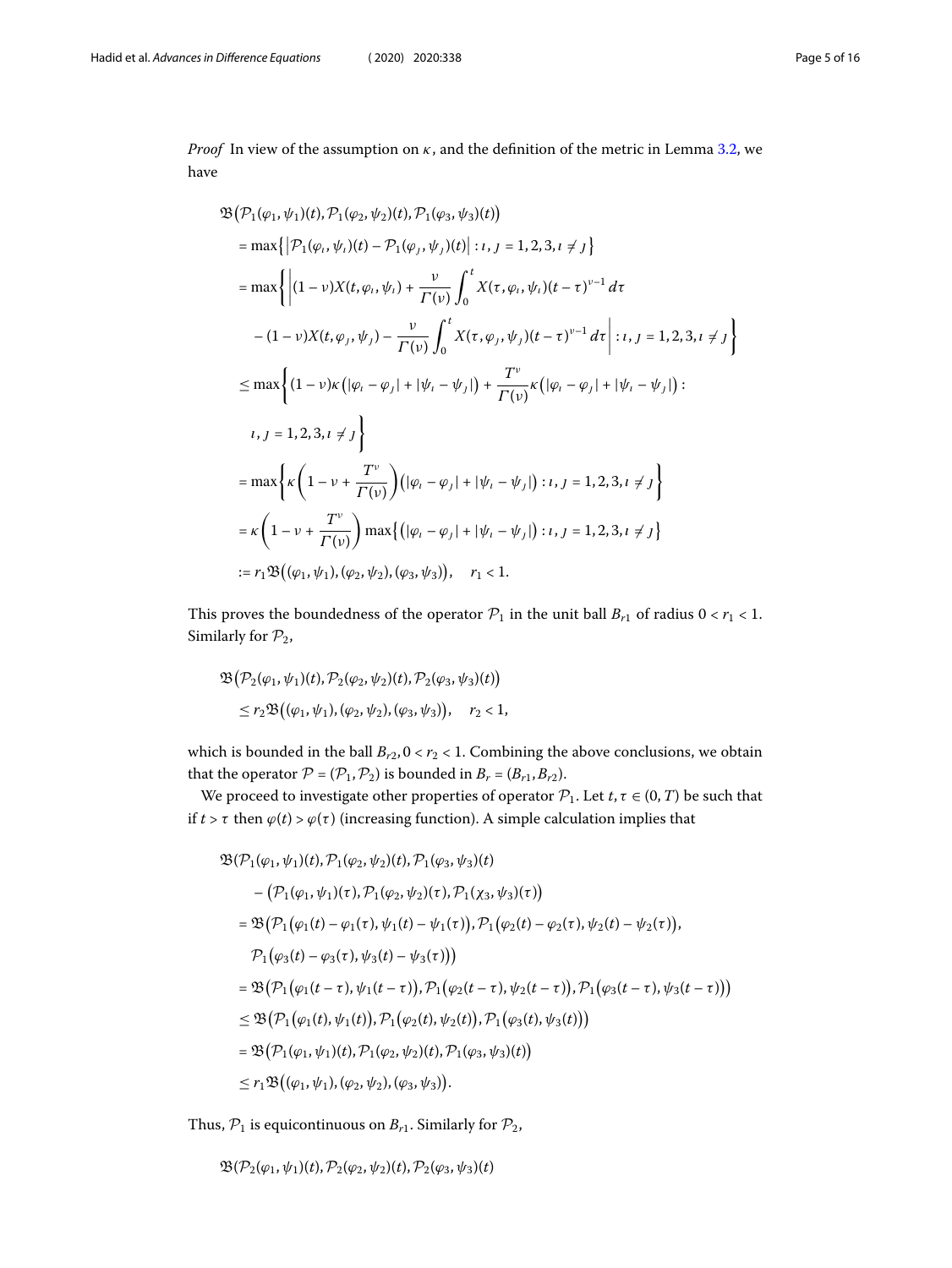*Proof* In view of the assumption on $\kappa$, and the definition of the metric in Lemma 3.2, we have

$$
\begin{aligned}
&\mathfrak{B}\big(\mathcal{P}_1(\varphi_1,\psi_1)(t),\mathcal{P}_1(\varphi_2,\psi_2)(t),\mathcal{P}_1(\varphi_3,\psi_3)(t)\big)\\
&= \max\big\{\big|\mathcal{P}_1(\varphi_\imath,\psi_\imath)(t)-\mathcal{P}_1(\varphi_\jmath,\psi_\jmath)(t)\big| : \imath,\jmath = 1,2,3, \imath\neq\jmath\big\}\\
&= \max\bigg\{\bigg|(1-\nu)X(t,\varphi_\imath,\psi_\imath)+\frac{\nu}{\Gamma(\nu)}\int_0^t X(\tau,\varphi_\imath,\psi_\imath)(t-\tau)^{\nu-1}\,d\tau\\
&\quad -(1-\nu)X(t,\varphi_\jmath,\psi_\jmath)-\frac{\nu}{\Gamma(\nu)}\int_0^t X(\tau,\varphi_\jmath,\psi_\jmath)(t-\tau)^{\nu-1}\,d\tau\bigg| : \imath,\jmath=1,2,3,\imath\neq\jmath\bigg\}\\
&\le \max\bigg\{(1-\nu)\kappa\big(|\varphi_\imath-\varphi_\jmath|+|\psi_\imath-\psi_\jmath|\big)+\frac{T^\nu}{\Gamma(\nu)}\kappa\big(|\varphi_\imath-\varphi_\jmath|+|\psi_\imath-\psi_\jmath|\big) :\\
&\quad \imath,\jmath=1,2,3,\imath\neq\jmath\bigg\}\\
&= \max\bigg\{\kappa\bigg(1-\nu+\frac{T^\nu}{\Gamma(\nu)}\bigg)\big(|\varphi_\imath-\varphi_\jmath|+|\psi_\imath-\psi_\jmath|\big) : \imath,\jmath=1,2,3,\imath\neq\jmath\bigg\}\\
&= \kappa\bigg(1-\nu+\frac{T^\nu}{\Gamma(\nu)}\bigg)\max\big\{\big(|\varphi_\imath-\varphi_\jmath|+|\psi_\imath-\psi_\jmath|\big) : \imath,\jmath=1,2,3,\imath\neq\jmath\big\}\\
&:= r_1\mathfrak{B}\big((\varphi_1,\psi_1),(\varphi_2,\psi_2),(\varphi_3,\psi_3)\big),\quad r_1<1.
\end{aligned}
$$

This proves the boundedness of the operator $\mathcal{P}_1$ in the unit ball $B_{r1}$ of radius $0 < r_1 < 1$. Similarly for $\mathcal{P}_2$,

$$
\begin{aligned}
&\mathfrak{B}\big(\mathcal{P}_2(\varphi_1,\psi_1)(t),\mathcal{P}_2(\varphi_2,\psi_2)(t),\mathcal{P}_2(\varphi_3,\psi_3)(t)\big)\\
&\le r_2\mathfrak{B}\big((\varphi_1,\psi_1),(\varphi_2,\psi_2),(\varphi_3,\psi_3)\big),\quad r_2<1,
\end{aligned}
$$

which is bounded in the ball $B_{r2}, 0 < r_2 < 1$. Combining the above conclusions, we obtain that the operator $\mathcal{P} = (\mathcal{P}_1, \mathcal{P}_2)$ is bounded in $B_r = (B_{r1}, B_{r2})$.

We proceed to investigate other properties of operator $\mathcal{P}_1$. Let $t, \tau \in (0, T)$ be such that if $t > \tau$ then $\varphi(t) > \varphi(\tau)$ (increasing function). A simple calculation implies that

$$
\begin{aligned}
&\mathfrak{B}(\mathcal{P}_1(\varphi_1,\psi_1)(t),\mathcal{P}_1(\varphi_2,\psi_2)(t),\mathcal{P}_1(\varphi_3,\psi_3)(t)\\
&\quad -\big(\mathcal{P}_1(\varphi_1,\psi_1)(\tau),\mathcal{P}_1(\varphi_2,\psi_2)(\tau),\mathcal{P}_1(\chi_3,\psi_3)(\tau)\big)\\
&= \mathfrak{B}\big(\mathcal{P}_1\big(\varphi_1(t)-\varphi_1(\tau),\psi_1(t)-\psi_1(\tau)\big),\mathcal{P}_1\big(\varphi_2(t)-\varphi_2(\tau),\psi_2(t)-\psi_2(\tau)\big),\\
&\quad \mathcal{P}_1\big(\varphi_3(t)-\varphi_3(\tau),\psi_3(t)-\psi_3(\tau)\big)\big)\\
&= \mathfrak{B}\big(\mathcal{P}_1\big(\varphi_1(t-\tau),\psi_1(t-\tau)\big),\mathcal{P}_1\big(\varphi_2(t-\tau),\psi_2(t-\tau)\big),\mathcal{P}_1\big(\varphi_3(t-\tau),\psi_3(t-\tau)\big)\big)\\
&\le \mathfrak{B}\big(\mathcal{P}_1\big(\varphi_1(t),\psi_1(t)\big),\mathcal{P}_1\big(\varphi_2(t),\psi_2(t)\big),\mathcal{P}_1\big(\varphi_3(t),\psi_3(t)\big)\big)\\
&= \mathfrak{B}\big(\mathcal{P}_1(\varphi_1,\psi_1)(t),\mathcal{P}_1(\varphi_2,\psi_2)(t),\mathcal{P}_1(\varphi_3,\psi_3)(t)\big)\\
&\le r_1\mathfrak{B}\big((\varphi_1,\psi_1),(\varphi_2,\psi_2),(\varphi_3,\psi_3)\big).
\end{aligned}
$$

Thus, $\mathcal{P}_1$ is equicontinuous on $B_{r1}$. Similarly for $\mathcal{P}_2$,

$$
\mathfrak{B}(\mathcal{P}_2(\varphi_1,\psi_1)(t),\mathcal{P}_2(\varphi_2,\psi_2)(t),\mathcal{P}_2(\varphi_3,\psi_3)(t)
$$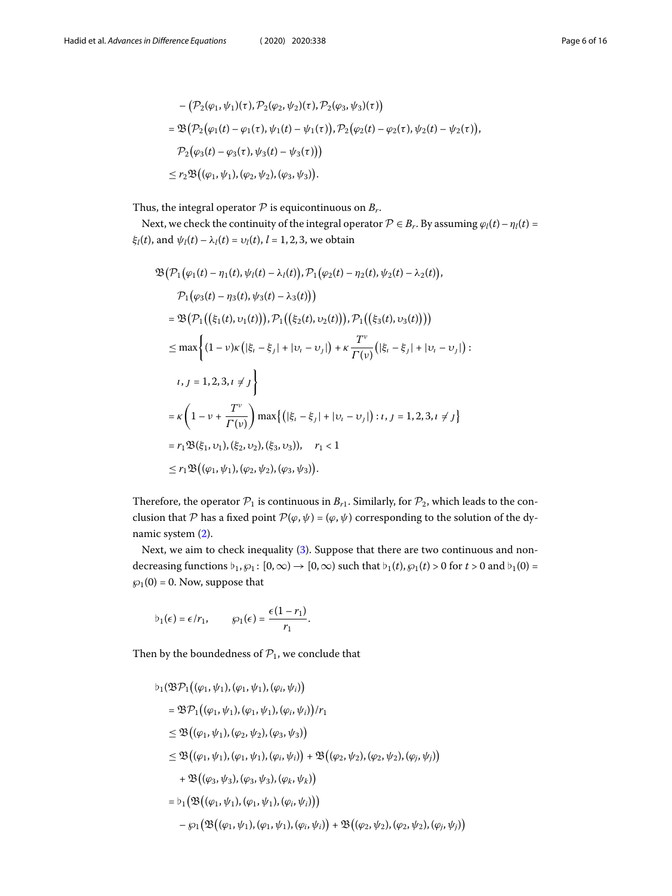$$
\begin{aligned}
&- \big(\mathcal{P}_2(\varphi_1,\psi_1)(\tau), \mathcal{P}_2(\varphi_2,\psi_2)(\tau), \mathcal{P}_2(\varphi_3,\psi_3)(\tau)\big) \\
&= \mathfrak{B}\big(\mathcal{P}_2\big(\varphi_1(t)-\varphi_1(\tau), \psi_1(t)-\psi_1(\tau)\big), \mathcal{P}_2\big(\varphi_2(t)-\varphi_2(\tau), \psi_2(t)-\psi_2(\tau)\big), \\
&\quad \mathcal{P}_2\big(\varphi_3(t)-\varphi_3(\tau), \psi_3(t)-\psi_3(\tau)\big)\big) \\
&\le r_2 \mathfrak{B}\big((\varphi_1,\psi_1),(\varphi_2,\psi_2),(\varphi_3,\psi_3)\big).
\end{aligned}
$$

Thus, the integral operator $\mathcal{P}$ is equicontinuous on $B_r$.

Next, we check the continuity of the integral operator $\mathcal{P} \in B_r$. By assuming $\varphi_l(t) - \eta_l(t) = \xi_l(t)$, and $\psi_l(t) - \lambda_l(t) = \upsilon_l(t)$, $l = 1,2,3$, we obtain

$$
\begin{aligned}
&\mathfrak{B}\big(\mathcal{P}_1\big(\varphi_1(t)-\eta_1(t), \psi_l(t)-\lambda_l(t)\big), \mathcal{P}_1\big(\varphi_2(t)-\eta_2(t), \psi_2(t)-\lambda_2(t)\big), \\
&\quad \mathcal{P}_1\big(\varphi_3(t)-\eta_3(t), \psi_3(t)-\lambda_3(t)\big)\big) \\
&= \mathfrak{B}\big(\mathcal{P}_1\big(\big(\xi_1(t), \upsilon_1(t)\big)\big), \mathcal{P}_1\big(\big(\xi_2(t), \upsilon_2(t)\big)\big), \mathcal{P}_1\big(\big(\xi_3(t), \upsilon_3(t)\big)\big)\big) \\
&\le \max\left\{ (1-\nu)\kappa\big(|\xi_\imath - \xi_\jmath| + |\upsilon_\imath - \upsilon_\jmath|\big) + \kappa \frac{T^\nu}{\Gamma(\nu)}\big(|\xi_\imath - \xi_\jmath| + |\upsilon_\imath - \upsilon_\jmath|\big) : \right. \\
&\quad \left. \imath, \jmath = 1,2,3, \imath \ne \jmath \right\} \\
&= \kappa\left(1 - \nu + \frac{T^\nu}{\Gamma(\nu)}\right) \max\big\{\big(|\xi_\imath - \xi_\jmath| + |\upsilon_\imath - \upsilon_\jmath|\big) : \imath, \jmath = 1,2,3, \imath \ne \jmath\big\} \\
&= r_1 \mathfrak{B}(\xi_1,\upsilon_1),(\xi_2,\upsilon_2),(\xi_3,\upsilon_3)), \quad r_1 < 1 \\
&\le r_1 \mathfrak{B}\big((\varphi_1,\psi_1),(\varphi_2,\psi_2),(\varphi_3,\psi_3)\big).
\end{aligned}
$$

Therefore, the operator $\mathcal{P}_1$ is continuous in $B_{r1}$. Similarly, for $\mathcal{P}_2$, which leads to the conclusion that $\mathcal{P}$ has a fixed point $\mathcal{P}(\varphi,\psi) = (\varphi,\psi)$ corresponding to the solution of the dynamic system (2).

Next, we aim to check inequality (3). Suppose that there are two continuous and nondecreasing functions $\flat_1, \wp_1 : [0,\infty) \to [0,\infty)$ such that $\flat_1(t), \wp_1(t) > 0$ for $t > 0$ and $\flat_1(0) = \wp_1(0) = 0$. Now, suppose that

$$
\flat_1(\epsilon) = \epsilon / r_1, \qquad \wp_1(\epsilon) = \frac{\epsilon(1-r_1)}{r_1}.
$$

Then by the boundedness of $\mathcal{P}_1$, we conclude that

$$
\begin{aligned}
&\flat_1(\mathfrak{B}\mathcal{P}_1\big((\varphi_1,\psi_1),(\varphi_1,\psi_1),(\varphi_i,\psi_i)\big) \\
&= \mathfrak{B}\mathcal{P}_1\big((\varphi_1,\psi_1),(\varphi_1,\psi_1),(\varphi_i,\psi_i)\big)/r_1 \\
&\le \mathfrak{B}\big((\varphi_1,\psi_1),(\varphi_2,\psi_2),(\varphi_3,\psi_3)\big) \\
&\le \mathfrak{B}\big((\varphi_1,\psi_1),(\varphi_1,\psi_1),(\varphi_i,\psi_i)\big) + \mathfrak{B}\big((\varphi_2,\psi_2),(\varphi_2,\psi_2),(\varphi_j,\psi_j)\big) \\
&\quad + \mathfrak{B}\big((\varphi_3,\psi_3),(\varphi_3,\psi_3),(\varphi_k,\psi_k)\big) \\
&= \flat_1\big(\mathfrak{B}\big((\varphi_1,\psi_1),(\varphi_1,\psi_1),(\varphi_i,\psi_i)\big)\big) \\
&\quad - \wp_1\big(\mathfrak{B}\big((\varphi_1,\psi_1),(\varphi_1,\psi_1),(\varphi_i,\psi_i)\big) + \mathfrak{B}\big((\varphi_2,\psi_2),(\varphi_2,\psi_2),(\varphi_j,\psi_j)\big)
\end{aligned}
$$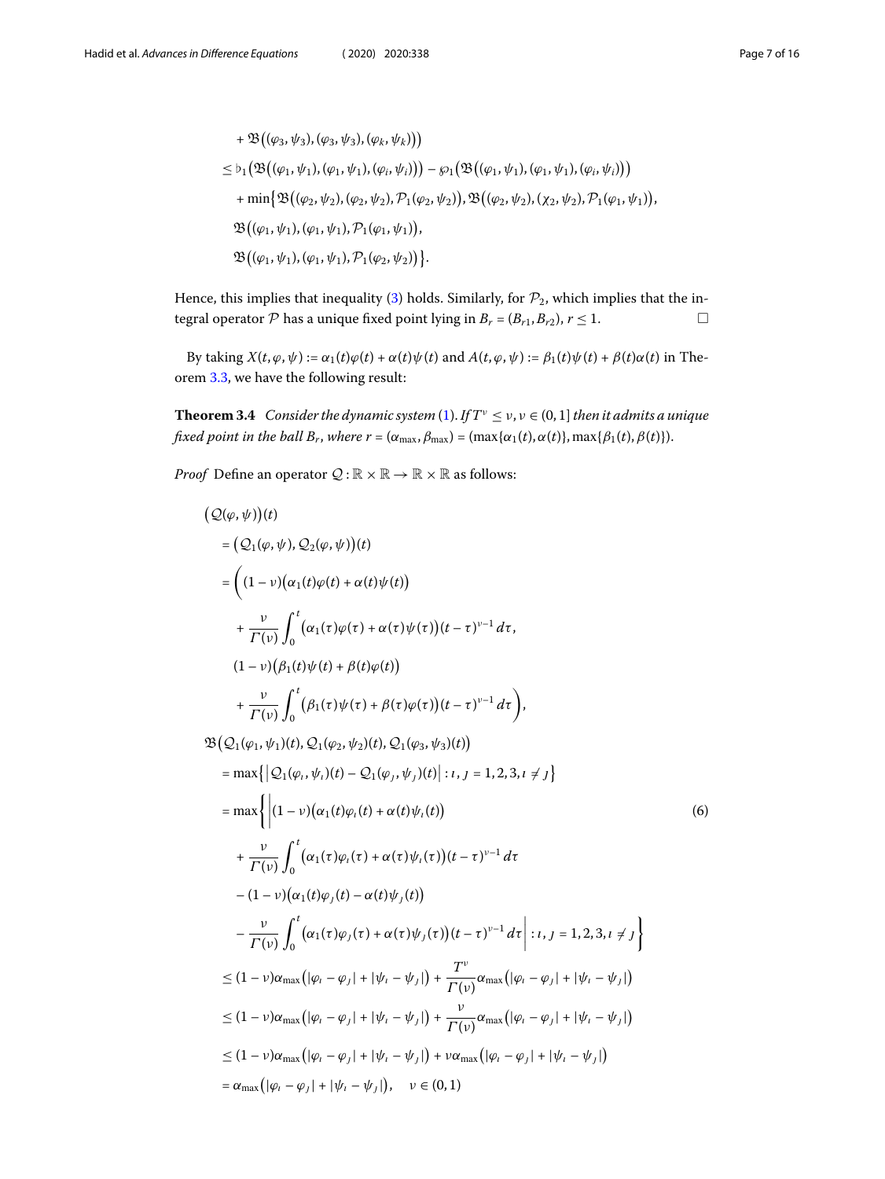$$
\begin{aligned}
&+ \mathfrak{B}\big((\varphi_3,\psi_3),(\varphi_3,\psi_3),(\varphi_k,\psi_k)\big)\big)\\
&\le \flat_1\big(\mathfrak{B}\big((\varphi_1,\psi_1),(\varphi_1,\psi_1),(\varphi_i,\psi_i)\big)\big) - \wp_1\big(\mathfrak{B}\big((\varphi_1,\psi_1),(\varphi_1,\psi_1),(\varphi_i,\psi_i)\big)\big)\\
&\quad + \min\big\{\mathfrak{B}\big((\varphi_2,\psi_2),(\varphi_2,\psi_2),\mathcal{P}_1(\varphi_2,\psi_2)\big), \mathfrak{B}\big((\varphi_2,\psi_2),(\chi_2,\psi_2),\mathcal{P}_1(\varphi_1,\psi_1)\big),\\
&\quad \mathfrak{B}\big((\varphi_1,\psi_1),(\varphi_1,\psi_1),\mathcal{P}_1(\varphi_1,\psi_1)\big),\\
&\quad \mathfrak{B}\big((\varphi_1,\psi_1),(\varphi_1,\psi_1),\mathcal{P}_1(\varphi_2,\psi_2)\big)\big\}.
\end{aligned}
$$

Hence, this implies that inequality (3) holds. Similarly, for $\mathcal{P}_2$, which implies that the integral operator $\mathcal{P}$ has a unique fixed point lying in $B_r = (B_{r1}, B_{r2})$, $r \le 1$. □

By taking $X(t,\varphi,\psi) := \alpha_1(t)\varphi(t) + \alpha(t)\psi(t)$ and $A(t,\varphi,\psi) := \beta_1(t)\psi(t) + \beta(t)\alpha(t)$ in Theorem 3.3, we have the following result:

**Theorem 3.4** *Consider the dynamic system* (1). *If $T^\nu \le \nu$, $\nu \in (0,1]$ then it admits a unique fixed point in the ball $B_r$, where $r = (\alpha_{\max}, \beta_{\max}) = (\max\{\alpha_1(t), \alpha(t)\}, \max\{\beta_1(t), \beta(t)\})$.*

*Proof* Define an operator $\mathcal{Q} : \mathbb{R}\times\mathbb{R} \to \mathbb{R}\times\mathbb{R}$ as follows:

$$
\begin{aligned}
&\big(\mathcal{Q}(\varphi,\psi)\big)(t)\\
&\quad = \big(\mathcal{Q}_1(\varphi,\psi), \mathcal{Q}_2(\varphi,\psi)\big)(t)\\
&\quad = \bigg((1-\nu)\big(\alpha_1(t)\varphi(t) + \alpha(t)\psi(t)\big)\\
&\qquad + \frac{\nu}{\Gamma(\nu)}\int_0^t \big(\alpha_1(\tau)\varphi(\tau) + \alpha(\tau)\psi(\tau)\big)(t-\tau)^{\nu-1}\,d\tau,\\
&\qquad (1-\nu)\big(\beta_1(t)\psi(t) + \beta(t)\varphi(t)\big)\\
&\qquad + \frac{\nu}{\Gamma(\nu)}\int_0^t \big(\beta_1(\tau)\psi(\tau) + \beta(\tau)\varphi(\tau)\big)(t-\tau)^{\nu-1}\,d\tau\bigg),\\
&\mathfrak{B}\big(\mathcal{Q}_1(\varphi_1,\psi_1)(t), \mathcal{Q}_1(\varphi_2,\psi_2)(t), \mathcal{Q}_1(\varphi_3,\psi_3)(t)\big)\\
&\quad = \max\big\{\big|\mathcal{Q}_1(\varphi_\imath,\psi_\imath)(t) - \mathcal{Q}_1(\varphi_\jmath,\psi_\jmath)(t)\big| : \imath,\jmath = 1,2,3, \imath \ne \jmath\big\}\\
&\quad = \max\bigg\{\bigg|(1-\nu)\big(\alpha_1(t)\varphi_\imath(t) + \alpha(t)\psi_\imath(t)\big)\\
&\qquad + \frac{\nu}{\Gamma(\nu)}\int_0^t \big(\alpha_1(\tau)\varphi_\imath(\tau) + \alpha(\tau)\psi_\imath(\tau)\big)(t-\tau)^{\nu-1}\,d\tau\\
&\qquad - (1-\nu)\big(\alpha_1(t)\varphi_\jmath(t) - \alpha(t)\psi_\jmath(t)\big)\\
&\qquad - \frac{\nu}{\Gamma(\nu)}\int_0^t \big(\alpha_1(\tau)\varphi_\jmath(\tau) + \alpha(\tau)\psi_\jmath(\tau)\big)(t-\tau)^{\nu-1}\,d\tau\bigg| : \imath,\jmath = 1,2,3, \imath \ne \jmath\bigg\}\\
&\quad \le (1-\nu)\alpha_{\max}\big(|\varphi_\imath - \varphi_\jmath| + |\psi_\imath - \psi_\jmath|\big) + \frac{T^\nu}{\Gamma(\nu)}\alpha_{\max}\big(|\varphi_\imath - \varphi_\jmath| + |\psi_\imath - \psi_\jmath|\big)\\
&\quad \le (1-\nu)\alpha_{\max}\big(|\varphi_\imath - \varphi_\jmath| + |\psi_\imath - \psi_\jmath|\big) + \frac{\nu}{\Gamma(\nu)}\alpha_{\max}\big(|\varphi_\imath - \varphi_\jmath| + |\psi_\imath - \psi_\jmath|\big)\\
&\quad \le (1-\nu)\alpha_{\max}\big(|\varphi_\imath - \varphi_\jmath| + |\psi_\imath - \psi_\jmath|\big) + \nu\alpha_{\max}\big(|\varphi_\imath - \varphi_\jmath| + |\psi_\imath - \psi_\jmath|\big)\\
&\quad = \alpha_{\max}\big(|\varphi_\imath - \varphi_\jmath| + |\psi_\imath - \psi_\jmath|\big), \quad \nu \in (0,1)
\end{aligned}
\tag{6}
$$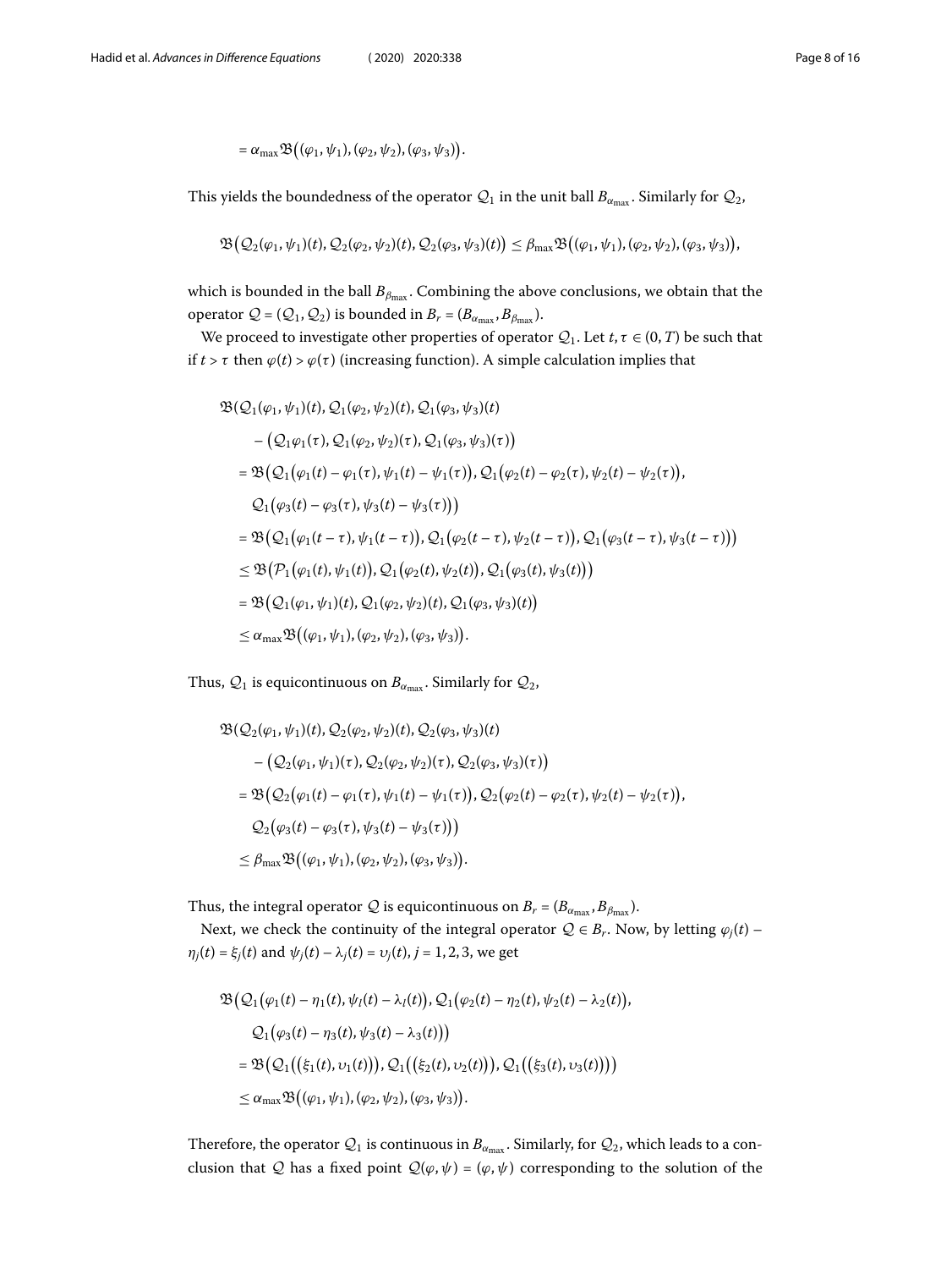$$= \alpha_{\max}\mathfrak{B}\big((\varphi_1,\psi_1),(\varphi_2,\psi_2),(\varphi_3,\psi_3)\big).$$

This yields the boundedness of the operator $\mathcal{Q}_1$ in the unit ball $B_{\alpha_{\max}}$. Similarly for $\mathcal{Q}_2$,

$$\mathfrak{B}\big(\mathcal{Q}_2(\varphi_1,\psi_1)(t),\mathcal{Q}_2(\varphi_2,\psi_2)(t),\mathcal{Q}_2(\varphi_3,\psi_3)(t)\big) \le \beta_{\max}\mathfrak{B}\big((\varphi_1,\psi_1),(\varphi_2,\psi_2),(\varphi_3,\psi_3)\big),$$

which is bounded in the ball $B_{\beta_{\max}}$. Combining the above conclusions, we obtain that the operator $\mathcal{Q} = (\mathcal{Q}_1,\mathcal{Q}_2)$ is bounded in $B_r = (B_{\alpha_{\max}}, B_{\beta_{\max}})$.

We proceed to investigate other properties of operator $\mathcal{Q}_1$. Let $t,\tau \in (0,T)$ be such that if $t > \tau$ then $\varphi(t) > \varphi(\tau)$ (increasing function). A simple calculation implies that

$$\begin{aligned}
&\mathfrak{B}(\mathcal{Q}_1(\varphi_1,\psi_1)(t),\mathcal{Q}_1(\varphi_2,\psi_2)(t),\mathcal{Q}_1(\varphi_3,\psi_3)(t)\\
&\quad - \big(\mathcal{Q}_1\varphi_1(\tau),\mathcal{Q}_1(\varphi_2,\psi_2)(\tau),\mathcal{Q}_1(\varphi_3,\psi_3)(\tau)\big)\\
&= \mathfrak{B}\big(\mathcal{Q}_1\big(\varphi_1(t)-\varphi_1(\tau),\psi_1(t)-\psi_1(\tau)\big),\mathcal{Q}_1\big(\varphi_2(t)-\varphi_2(\tau),\psi_2(t)-\psi_2(\tau)\big),\\
&\quad \mathcal{Q}_1\big(\varphi_3(t)-\varphi_3(\tau),\psi_3(t)-\psi_3(\tau)\big)\big)\\
&= \mathfrak{B}\big(\mathcal{Q}_1\big(\varphi_1(t-\tau),\psi_1(t-\tau)\big),\mathcal{Q}_1\big(\varphi_2(t-\tau),\psi_2(t-\tau)\big),\mathcal{Q}_1\big(\varphi_3(t-\tau),\psi_3(t-\tau)\big)\big)\\
&\le \mathfrak{B}\big(\mathcal{P}_1\big(\varphi_1(t),\psi_1(t)\big),\mathcal{Q}_1\big(\varphi_2(t),\psi_2(t)\big),\mathcal{Q}_1\big(\varphi_3(t),\psi_3(t)\big)\big)\\
&= \mathfrak{B}\big(\mathcal{Q}_1(\varphi_1,\psi_1)(t),\mathcal{Q}_1(\varphi_2,\psi_2)(t),\mathcal{Q}_1(\varphi_3,\psi_3)(t)\big)\\
&\le \alpha_{\max}\mathfrak{B}\big((\varphi_1,\psi_1),(\varphi_2,\psi_2),(\varphi_3,\psi_3)\big).
\end{aligned}$$

Thus, $\mathcal{Q}_1$ is equicontinuous on $B_{\alpha_{\max}}$. Similarly for $\mathcal{Q}_2$,

$$\begin{aligned}
&\mathfrak{B}(\mathcal{Q}_2(\varphi_1,\psi_1)(t),\mathcal{Q}_2(\varphi_2,\psi_2)(t),\mathcal{Q}_2(\varphi_3,\psi_3)(t)\\
&\quad - \big(\mathcal{Q}_2(\varphi_1,\psi_1)(\tau),\mathcal{Q}_2(\varphi_2,\psi_2)(\tau),\mathcal{Q}_2(\varphi_3,\psi_3)(\tau)\big)\\
&= \mathfrak{B}\big(\mathcal{Q}_2\big(\varphi_1(t)-\varphi_1(\tau),\psi_1(t)-\psi_1(\tau)\big),\mathcal{Q}_2\big(\varphi_2(t)-\varphi_2(\tau),\psi_2(t)-\psi_2(\tau)\big),\\
&\quad \mathcal{Q}_2\big(\varphi_3(t)-\varphi_3(\tau),\psi_3(t)-\psi_3(\tau)\big)\big)\\
&\le \beta_{\max}\mathfrak{B}\big((\varphi_1,\psi_1),(\varphi_2,\psi_2),(\varphi_3,\psi_3)\big).
\end{aligned}$$

Thus, the integral operator $\mathcal{Q}$ is equicontinuous on $B_r = (B_{\alpha_{\max}}, B_{\beta_{\max}})$.

Next, we check the continuity of the integral operator $\mathcal{Q} \in B_r$. Now, by letting $\varphi_j(t) - \eta_j(t) = \xi_j(t)$ and $\psi_j(t) - \lambda_j(t) = \upsilon_j(t)$, $j = 1,2,3$, we get

$$\begin{aligned}
&\mathfrak{B}\big(\mathcal{Q}_1\big(\varphi_1(t)-\eta_1(t),\psi_l(t)-\lambda_l(t)\big),\mathcal{Q}_1\big(\varphi_2(t)-\eta_2(t),\psi_2(t)-\lambda_2(t)\big),\\
&\quad \mathcal{Q}_1\big(\varphi_3(t)-\eta_3(t),\psi_3(t)-\lambda_3(t)\big)\big)\\
&= \mathfrak{B}\big(\mathcal{Q}_1\big(\big(\xi_1(t),\upsilon_1(t)\big)\big),\mathcal{Q}_1\big(\big(\xi_2(t),\upsilon_2(t)\big)\big),\mathcal{Q}_1\big(\big(\xi_3(t),\upsilon_3(t)\big)\big)\big)\\
&\le \alpha_{\max}\mathfrak{B}\big((\varphi_1,\psi_1),(\varphi_2,\psi_2),(\varphi_3,\psi_3)\big).
\end{aligned}$$

Therefore, the operator $\mathcal{Q}_1$ is continuous in $B_{\alpha_{\max}}$. Similarly, for $\mathcal{Q}_2$, which leads to a conclusion that $\mathcal{Q}$ has a fixed point $\mathcal{Q}(\varphi,\psi) = (\varphi,\psi)$ corresponding to the solution of the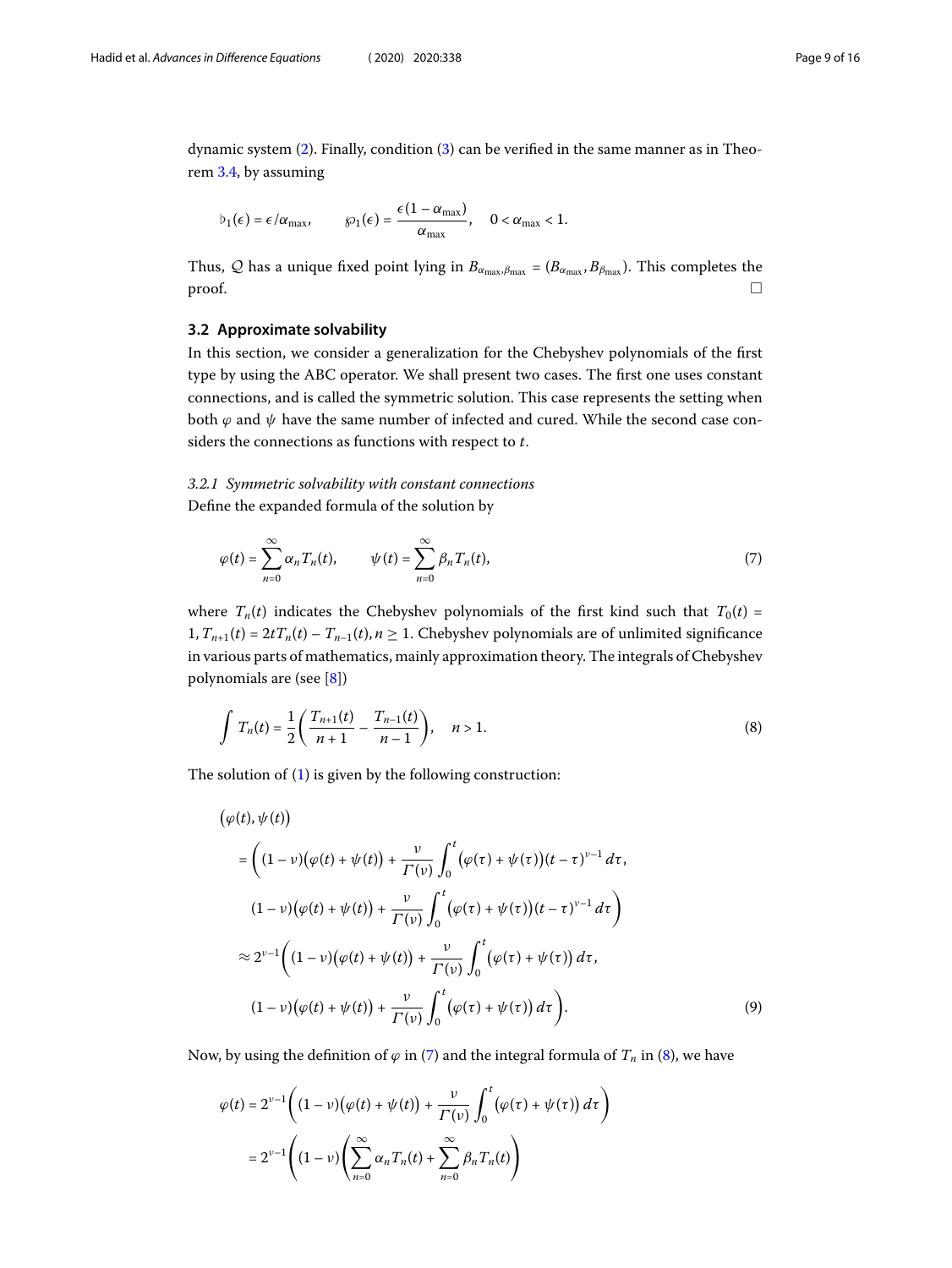dynamic system (2). Finally, condition (3) can be verified in the same manner as in Theorem 3.4, by assuming

$$\flat_1(\epsilon) = \epsilon/\alpha_{\max}, \qquad \wp_1(\epsilon) = \frac{\epsilon(1-\alpha_{\max})}{\alpha_{\max}}, \quad 0 < \alpha_{\max} < 1.$$

Thus, $\mathcal{Q}$ has a unique fixed point lying in $B_{\alpha_{\max},\beta_{\max}} = (B_{\alpha_{\max}}, B_{\beta_{\max}})$. This completes the proof. □

### 3.2 Approximate solvability

In this section, we consider a generalization for the Chebyshev polynomials of the first type by using the ABC operator. We shall present two cases. The first one uses constant connections, and is called the symmetric solution. This case represents the setting when both $\varphi$ and $\psi$ have the same number of infected and cured. While the second case considers the connections as functions with respect to $t$.

#### *3.2.1 Symmetric solvability with constant connections*

Define the expanded formula of the solution by

$$\varphi(t) = \sum_{n=0}^{\infty} \alpha_n T_n(t), \qquad \psi(t) = \sum_{n=0}^{\infty} \beta_n T_n(t), \tag{7}$$

where $T_n(t)$ indicates the Chebyshev polynomials of the first kind such that $T_0(t) = 1, T_{n+1}(t) = 2tT_n(t) - T_{n-1}(t), n \geq 1$. Chebyshev polynomials are of unlimited significance in various parts of mathematics, mainly approximation theory. The integrals of Chebyshev polynomials are (see [8])

$$\int T_n(t) = \frac{1}{2}\left(\frac{T_{n+1}(t)}{n+1} - \frac{T_{n-1}(t)}{n-1}\right), \quad n > 1. \tag{8}$$

The solution of (1) is given by the following construction:

$$\begin{aligned}
&\big(\varphi(t), \psi(t)\big) \\
&= \bigg((1-\nu)\big(\varphi(t)+\psi(t)\big) + \frac{\nu}{\Gamma(\nu)}\int_0^t \big(\varphi(\tau)+\psi(\tau)\big)(t-\tau)^{\nu-1}\,d\tau, \\
&\quad (1-\nu)\big(\varphi(t)+\psi(t)\big) + \frac{\nu}{\Gamma(\nu)}\int_0^t \big(\varphi(\tau)+\psi(\tau)\big)(t-\tau)^{\nu-1}\,d\tau\bigg) \\
&\approx 2^{\nu-1}\bigg((1-\nu)\big(\varphi(t)+\psi(t)\big) + \frac{\nu}{\Gamma(\nu)}\int_0^t \big(\varphi(\tau)+\psi(\tau)\big)\,d\tau, \\
&\quad (1-\nu)\big(\varphi(t)+\psi(t)\big) + \frac{\nu}{\Gamma(\nu)}\int_0^t \big(\varphi(\tau)+\psi(\tau)\big)\,d\tau\bigg).
\end{aligned} \tag{9}$$

Now, by using the definition of $\varphi$ in (7) and the integral formula of $T_n$ in (8), we have

$$\begin{aligned}
\varphi(t) &= 2^{\nu-1}\bigg((1-\nu)\big(\varphi(t)+\psi(t)\big) + \frac{\nu}{\Gamma(\nu)}\int_0^t \big(\varphi(\tau)+\psi(\tau)\big)\,d\tau\bigg) \\
&= 2^{\nu-1}\Bigg((1-\nu)\Bigg(\sum_{n=0}^{\infty}\alpha_n T_n(t) + \sum_{n=0}^{\infty}\beta_n T_n(t)\Bigg)
\end{aligned}$$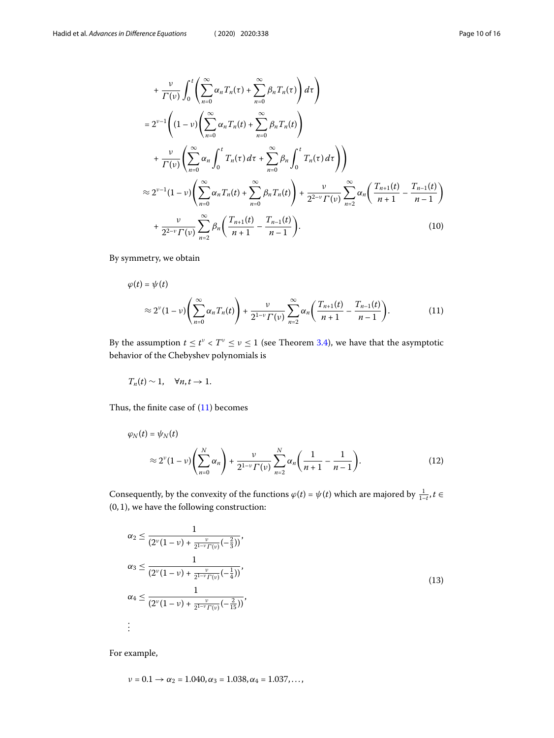$$
\begin{aligned}
&+\frac{\nu}{\Gamma(\nu)}\int_0^t\left(\sum_{n=0}^{\infty}\alpha_n T_n(\tau)+\sum_{n=0}^{\infty}\beta_n T_n(\tau)\right)d\tau\Bigg) \\
&=2^{\nu-1}\left((1-\nu)\left(\sum_{n=0}^{\infty}\alpha_n T_n(t)+\sum_{n=0}^{\infty}\beta_n T_n(t)\right)\right. \\
&\quad\left.+\frac{\nu}{\Gamma(\nu)}\left(\sum_{n=0}^{\infty}\alpha_n\int_0^t T_n(\tau)\,d\tau+\sum_{n=0}^{\infty}\beta_n\int_0^t T_n(\tau)\,d\tau\right)\right) \\
&\approx 2^{\nu-1}(1-\nu)\left(\sum_{n=0}^{\infty}\alpha_n T_n(t)+\sum_{n=0}^{\infty}\beta_n T_n(t)\right)+\frac{\nu}{2^{2-\nu}\Gamma(\nu)}\sum_{n=2}^{\infty}\alpha_n\left(\frac{T_{n+1}(t)}{n+1}-\frac{T_{n-1}(t)}{n-1}\right) \\
&\quad+\frac{\nu}{2^{2-\nu}\Gamma(\nu)}\sum_{n=2}^{\infty}\beta_n\left(\frac{T_{n+1}(t)}{n+1}-\frac{T_{n-1}(t)}{n-1}\right).
\end{aligned}
\tag{10}
$$

By symmetry, we obtain

$$
\begin{aligned}
\varphi(t)&=\psi(t) \\
&\approx 2^{\nu}(1-\nu)\left(\sum_{n=0}^{\infty}\alpha_n T_n(t)\right)+\frac{\nu}{2^{1-\nu}\Gamma(\nu)}\sum_{n=2}^{\infty}\alpha_n\left(\frac{T_{n+1}(t)}{n+1}-\frac{T_{n-1}(t)}{n-1}\right).
\end{aligned}
\tag{11}
$$

By the assumption $t \le t^{\nu} < T^{\nu} \le \nu \le 1$ (see Theorem 3.4), we have that the asymptotic behavior of the Chebyshev polynomials is

$$
T_n(t) \sim 1, \quad \forall n, t \to 1.
$$

Thus, the finite case of (11) becomes

$$
\begin{aligned}
\varphi_N(t)&=\psi_N(t) \\
&\approx 2^{\nu}(1-\nu)\left(\sum_{n=0}^{N}\alpha_n\right)+\frac{\nu}{2^{1-\nu}\Gamma(\nu)}\sum_{n=2}^{N}\alpha_n\left(\frac{1}{n+1}-\frac{1}{n-1}\right).
\end{aligned}
\tag{12}
$$

Consequently, by the convexity of the functions $\varphi(t)=\psi(t)$ which are majored by $\frac{1}{1-t}$, $t \in (0,1)$, we have the following construction:

$$
\begin{aligned}
\alpha_2 &\le \frac{1}{(2^{\nu}(1-\nu)+\frac{\nu}{2^{1-\nu}\Gamma(\nu)}(-\frac{2}{3}))}, \\
\alpha_3 &\le \frac{1}{(2^{\nu}(1-\nu)+\frac{\nu}{2^{1-\nu}\Gamma(\nu)}(-\frac{1}{4}))}, \\
\alpha_4 &\le \frac{1}{(2^{\nu}(1-\nu)+\frac{\nu}{2^{1-\nu}\Gamma(\nu)}(-\frac{2}{15}))}, \\
&\vdots
\end{aligned}
\tag{13}
$$

For example,

$$
\nu = 0.1 \to \alpha_2 = 1.040, \alpha_3 = 1.038, \alpha_4 = 1.037, \ldots,
$$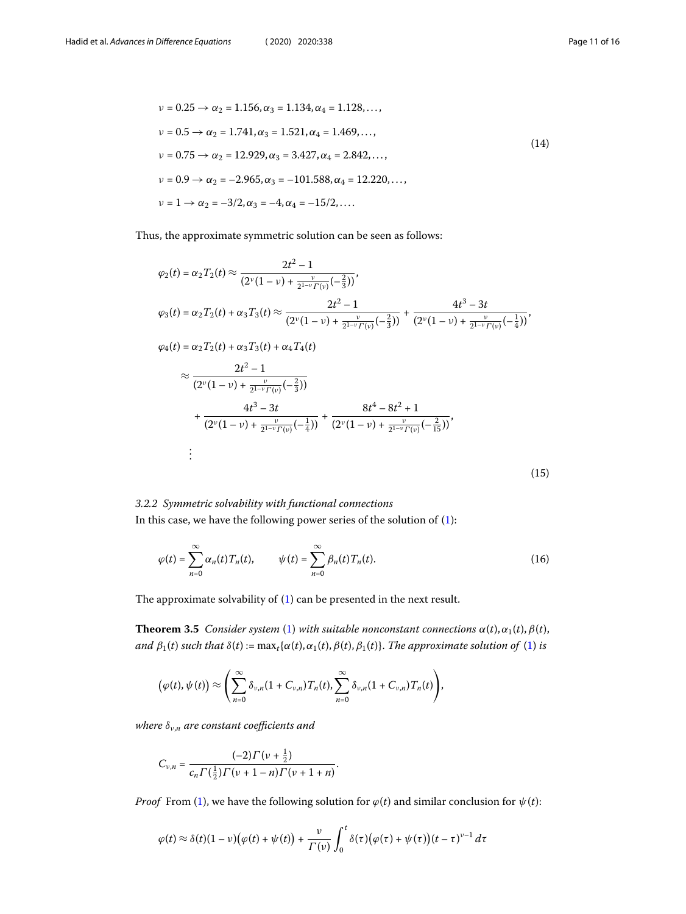$$
\begin{aligned}
&\nu = 0.25 \to \alpha_2 = 1.156, \alpha_3 = 1.134, \alpha_4 = 1.128, \ldots, \\
&\nu = 0.5 \to \alpha_2 = 1.741, \alpha_3 = 1.521, \alpha_4 = 1.469, \ldots, \\
&\nu = 0.75 \to \alpha_2 = 12.929, \alpha_3 = 3.427, \alpha_4 = 2.842, \ldots, \\
&\nu = 0.9 \to \alpha_2 = -2.965, \alpha_3 = -101.588, \alpha_4 = 12.220, \ldots, \\
&\nu = 1 \to \alpha_2 = -3/2, \alpha_3 = -4, \alpha_4 = -15/2, \ldots.
\end{aligned}
\tag{14}
$$

Thus, the approximate symmetric solution can be seen as follows:

$$
\begin{aligned}
\varphi_2(t) &= \alpha_2 T_2(t) \approx \frac{2t^2 - 1}{(2^\nu(1-\nu) + \frac{\nu}{2^{1-\nu}\Gamma(\nu)}(-\frac{2}{3}))}, \\
\varphi_3(t) &= \alpha_2 T_2(t) + \alpha_3 T_3(t) \approx \frac{2t^2 - 1}{(2^\nu(1-\nu) + \frac{\nu}{2^{1-\nu}\Gamma(\nu)}(-\frac{2}{3}))} + \frac{4t^3 - 3t}{(2^\nu(1-\nu) + \frac{\nu}{2^{1-\nu}\Gamma(\nu)}(-\frac{1}{4}))}, \\
\varphi_4(t) &= \alpha_2 T_2(t) + \alpha_3 T_3(t) + \alpha_4 T_4(t) \\
&\approx \frac{2t^2 - 1}{(2^\nu(1-\nu) + \frac{\nu}{2^{1-\nu}\Gamma(\nu)}(-\frac{2}{3}))} \\
&\quad + \frac{4t^3 - 3t}{(2^\nu(1-\nu) + \frac{\nu}{2^{1-\nu}\Gamma(\nu)}(-\frac{1}{4}))} + \frac{8t^4 - 8t^2 + 1}{(2^\nu(1-\nu) + \frac{\nu}{2^{1-\nu}\Gamma(\nu)}(-\frac{2}{15}))}, \\
&\vdots
\end{aligned}
\tag{15}
$$

#### 3.2.2 Symmetric solvability with functional connections

In this case, we have the following power series of the solution of (1):

$$
\varphi(t) = \sum_{n=0}^{\infty} \alpha_n(t) T_n(t), \qquad \psi(t) = \sum_{n=0}^{\infty} \beta_n(t) T_n(t). \tag{16}
$$

The approximate solvability of (1) can be presented in the next result.

**Theorem 3.5** *Consider system* (1) *with suitable nonconstant connections* $\alpha(t), \alpha_1(t), \beta(t)$, *and* $\beta_1(t)$ *such that* $\delta(t) := \max_t\{\alpha(t), \alpha_1(t), \beta(t), \beta_1(t)\}$. *The approximate solution of* (1) *is*

$$
\bigl(\varphi(t), \psi(t)\bigr) \approx \left( \sum_{n=0}^{\infty} \delta_{\nu,n}(1 + C_{\nu,n}) T_n(t), \sum_{n=0}^{\infty} \delta_{\nu,n}(1 + C_{\nu,n}) T_n(t) \right),
$$

*where* $\delta_{\nu,n}$ *are constant coefficients and*

$$
C_{\nu,n} = \frac{(-2)\Gamma(\nu + \frac{1}{2})}{c_n \Gamma(\frac{1}{2})\Gamma(\nu + 1 - n)\Gamma(\nu + 1 + n)}.
$$

*Proof* From (1), we have the following solution for $\varphi(t)$ and similar conclusion for $\psi(t)$:

$$
\varphi(t) \approx \delta(t)(1-\nu)\bigl(\varphi(t) + \psi(t)\bigr) + \frac{\nu}{\Gamma(\nu)} \int_0^t \delta(\tau)\bigl(\varphi(\tau) + \psi(\tau)\bigr)(t - \tau)^{\nu - 1}\, d\tau
$$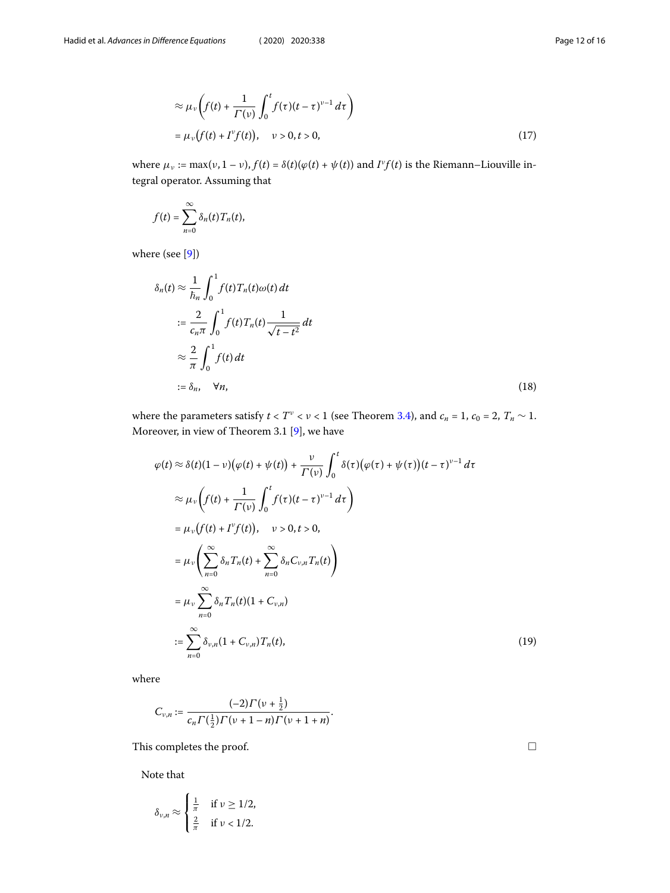$$
\begin{aligned}
&\approx \mu_\nu \left( f(t) + \frac{1}{\Gamma(\nu)} \int_0^t f(\tau)(t-\tau)^{\nu-1}\, d\tau \right) \\
&= \mu_\nu \big( f(t) + I^\nu f(t) \big), \quad \nu > 0, t > 0,
\end{aligned} \tag{17}
$$

where $\mu_\nu := \max(\nu, 1-\nu)$, $f(t) = \delta(t)(\varphi(t) + \psi(t))$ and $I^\nu f(t)$ is the Riemann–Liouville integral operator. Assuming that

$$
f(t) = \sum_{n=0}^{\infty} \delta_n(t) T_n(t),
$$

where (see [9])

$$
\begin{aligned}
\delta_n(t) &\approx \frac{1}{\hbar_n} \int_0^1 f(t) T_n(t) \omega(t)\, dt \\
&:= \frac{2}{c_n \pi} \int_0^1 f(t) T_n(t) \frac{1}{\sqrt{t - t^2}}\, dt \\
&\approx \frac{2}{\pi} \int_0^1 f(t)\, dt \\
&:= \delta_n, \quad \forall n,
\end{aligned} \tag{18}
$$

where the parameters satisfy $t < T^\nu < \nu < 1$ (see Theorem 3.4), and $c_n = 1$, $c_0 = 2$, $T_n \sim 1$. Moreover, in view of Theorem 3.1 [9], we have

$$
\begin{aligned}
\varphi(t) &\approx \delta(t)(1-\nu)\big(\varphi(t) + \psi(t)\big) + \frac{\nu}{\Gamma(\nu)} \int_0^t \delta(\tau)\big(\varphi(\tau) + \psi(\tau)\big)(t-\tau)^{\nu-1}\, d\tau \\
&\approx \mu_\nu \left( f(t) + \frac{1}{\Gamma(\nu)} \int_0^t f(\tau)(t-\tau)^{\nu-1}\, d\tau \right) \\
&= \mu_\nu \big( f(t) + I^\nu f(t) \big), \quad \nu > 0, t > 0, \\
&= \mu_\nu \left( \sum_{n=0}^{\infty} \delta_n T_n(t) + \sum_{n=0}^{\infty} \delta_n C_{\nu,n} T_n(t) \right) \\
&= \mu_\nu \sum_{n=0}^{\infty} \delta_n T_n(t)(1 + C_{\nu,n}) \\
&:= \sum_{n=0}^{\infty} \delta_{\nu,n}(1 + C_{\nu,n}) T_n(t),
\end{aligned} \tag{19}
$$

where

$$
C_{\nu,n} := \frac{(-2)\Gamma(\nu + \frac{1}{2})}{c_n \Gamma(\frac{1}{2}) \Gamma(\nu + 1 - n) \Gamma(\nu + 1 + n)}.
$$

This completes the proof. □

Note that

$$
\delta_{\nu,n} \approx \begin{cases} \frac{1}{\pi} & \text{if } \nu \geq 1/2, \\ \frac{2}{\pi} & \text{if } \nu < 1/2. \end{cases}
$$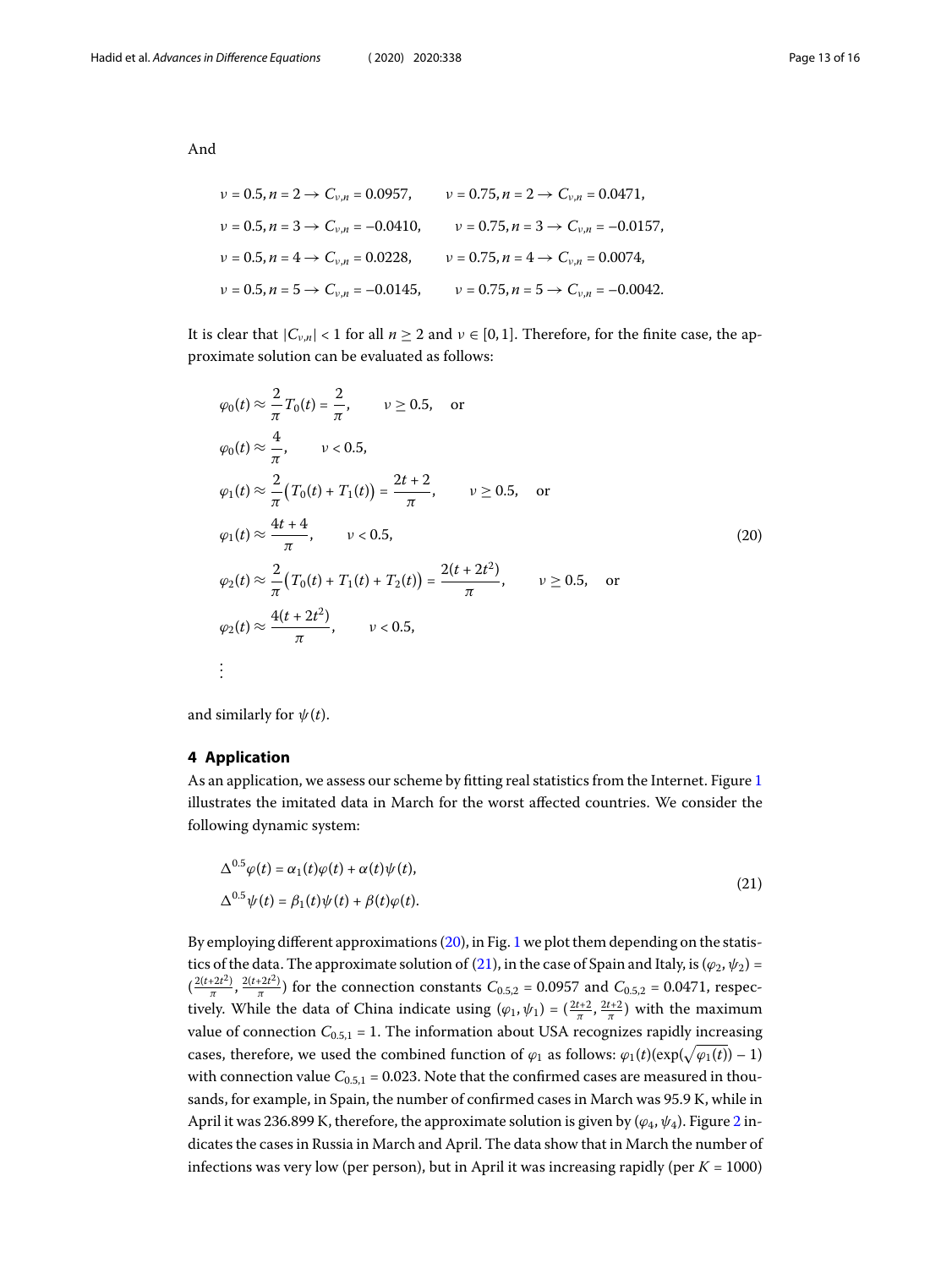And

$$
\begin{aligned}
&\nu = 0.5, n = 2 \rightarrow C_{\nu,n} = 0.0957, \qquad \nu = 0.75, n = 2 \rightarrow C_{\nu,n} = 0.0471,\\
&\nu = 0.5, n = 3 \rightarrow C_{\nu,n} = -0.0410, \qquad \nu = 0.75, n = 3 \rightarrow C_{\nu,n} = -0.0157,\\
&\nu = 0.5, n = 4 \rightarrow C_{\nu,n} = 0.0228, \qquad \nu = 0.75, n = 4 \rightarrow C_{\nu,n} = 0.0074,\\
&\nu = 0.5, n = 5 \rightarrow C_{\nu,n} = -0.0145, \qquad \nu = 0.75, n = 5 \rightarrow C_{\nu,n} = -0.0042.
\end{aligned}
$$

It is clear that $|C_{\nu,n}| < 1$ for all $n \geq 2$ and $\nu \in [0,1]$. Therefore, for the finite case, the approximate solution can be evaluated as follows:

$$
\begin{aligned}
&\varphi_0(t) \approx \frac{2}{\pi} T_0(t) = \frac{2}{\pi}, \qquad \nu \geq 0.5, \quad \text{or}\\
&\varphi_0(t) \approx \frac{4}{\pi}, \qquad \nu < 0.5,\\
&\varphi_1(t) \approx \frac{2}{\pi}\big(T_0(t) + T_1(t)\big) = \frac{2t+2}{\pi}, \qquad \nu \geq 0.5, \quad \text{or}\\
&\varphi_1(t) \approx \frac{4t+4}{\pi}, \qquad \nu < 0.5,\\
&\varphi_2(t) \approx \frac{2}{\pi}\big(T_0(t) + T_1(t) + T_2(t)\big) = \frac{2(t+2t^2)}{\pi}, \qquad \nu \geq 0.5, \quad \text{or}\\
&\varphi_2(t) \approx \frac{4(t+2t^2)}{\pi}, \qquad \nu < 0.5,\\
&\vdots
\end{aligned}
\tag{20}
$$

and similarly for $\psi(t)$.

## 4 Application

As an application, we assess our scheme by fitting real statistics from the Internet. Figure 1 illustrates the imitated data in March for the worst affected countries. We consider the following dynamic system:

$$
\begin{aligned}
&\Delta^{0.5}\varphi(t) = \alpha_1(t)\varphi(t) + \alpha(t)\psi(t),\\
&\Delta^{0.5}\psi(t) = \beta_1(t)\psi(t) + \beta(t)\varphi(t).
\end{aligned}
\tag{21}
$$

By employing different approximations (20), in Fig. 1 we plot them depending on the statistics of the data. The approximate solution of (21), in the case of Spain and Italy, is $(\varphi_2, \psi_2) = (\frac{2(t+2t^2)}{\pi}, \frac{2(t+2t^2)}{\pi})$ for the connection constants $C_{0.5,2} = 0.0957$ and $C_{0.5,2} = 0.0471$, respectively. While the data of China indicate using $(\varphi_1, \psi_1) = (\frac{2t+2}{\pi}, \frac{2t+2}{\pi})$ with the maximum value of connection $C_{0.5,1} = 1$. The information about USA recognizes rapidly increasing cases, therefore, we used the combined function of $\varphi_1$ as follows: $\varphi_1(t)(\exp(\sqrt{\varphi_1(t)}) - 1)$ with connection value $C_{0.5,1} = 0.023$. Note that the confirmed cases are measured in thousands, for example, in Spain, the number of confirmed cases in March was 95.9 K, while in April it was 236.899 K, therefore, the approximate solution is given by $(\varphi_4, \psi_4)$. Figure 2 indicates the cases in Russia in March and April. The data show that in March the number of infections was very low (per person), but in April it was increasing rapidly (per $K = 1000$)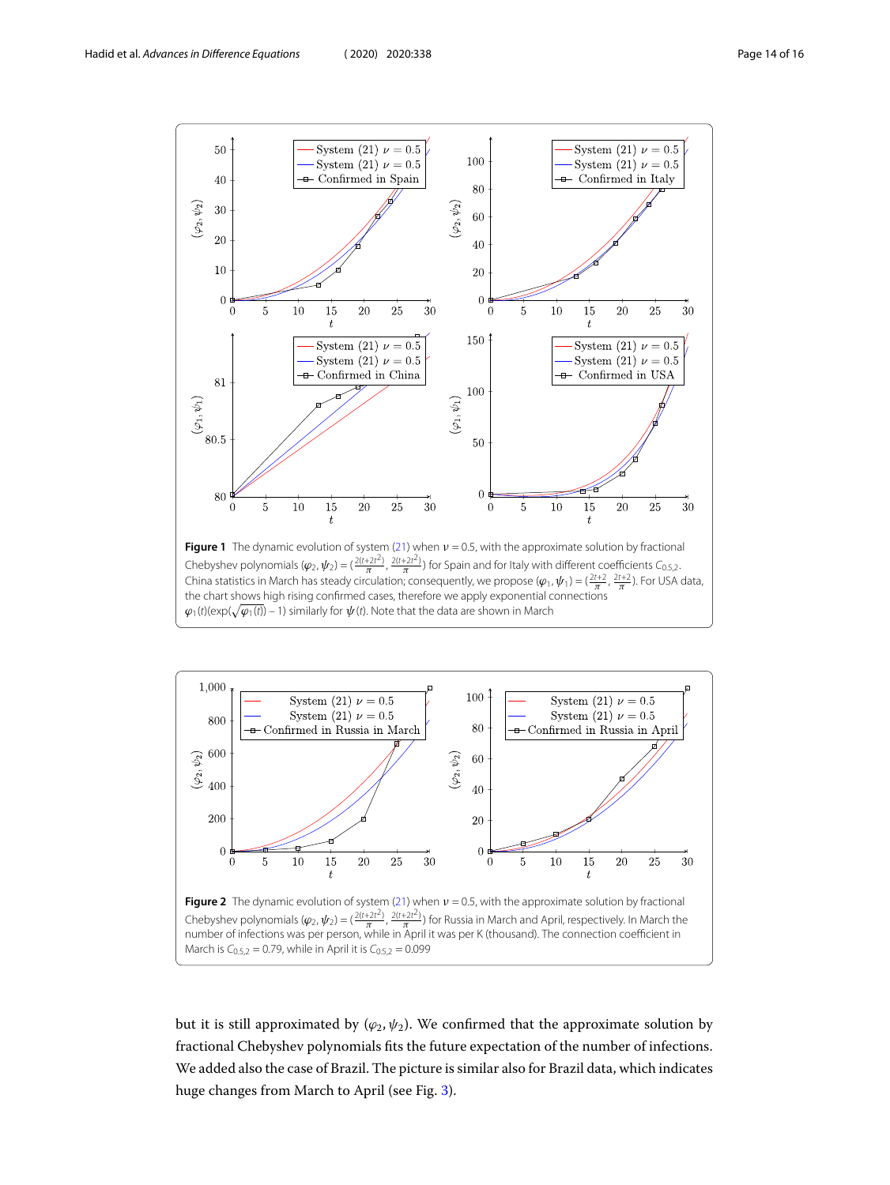**Figure 1** The dynamic evolution of system (21) when $\nu = 0.5$, with the approximate solution by fractional Chebyshev polynomials $(\varphi_2, \psi_2) = (\frac{2(t+2t^2)}{\pi}, \frac{2(t+2t^2)}{\pi})$ for Spain and for Italy with different coefficients $C_{0.5,2}$. China statistics in March has steady circulation; consequently, we propose $(\varphi_1, \psi_1) = (\frac{2t+2}{\pi}, \frac{2t+2}{\pi})$. For USA data, the chart shows high rising confirmed cases, therefore we apply exponential connections $\varphi_1(t)(\exp(\sqrt{\varphi_1(t)}) - 1)$ similarly for $\psi(t)$. Note that the data are shown in March

**Figure 2** The dynamic evolution of system (21) when $\nu = 0.5$, with the approximate solution by fractional Chebyshev polynomials $(\varphi_2, \psi_2) = (\frac{2(t+2t^2)}{\pi}, \frac{2(t+2t^2)}{\pi})$ for Russia in March and April, respectively. In March the number of infections was per person, while in April it was per K (thousand). The connection coefficient in March is $C_{0.5,2} = 0.79$, while in April it is $C_{0.5,2} = 0.099$

but it is still approximated by $(\varphi_2, \psi_2)$. We confirmed that the approximate solution by fractional Chebyshev polynomials fits the future expectation of the number of infections. We added also the case of Brazil. The picture is similar also for Brazil data, which indicates huge changes from March to April (see Fig. 3).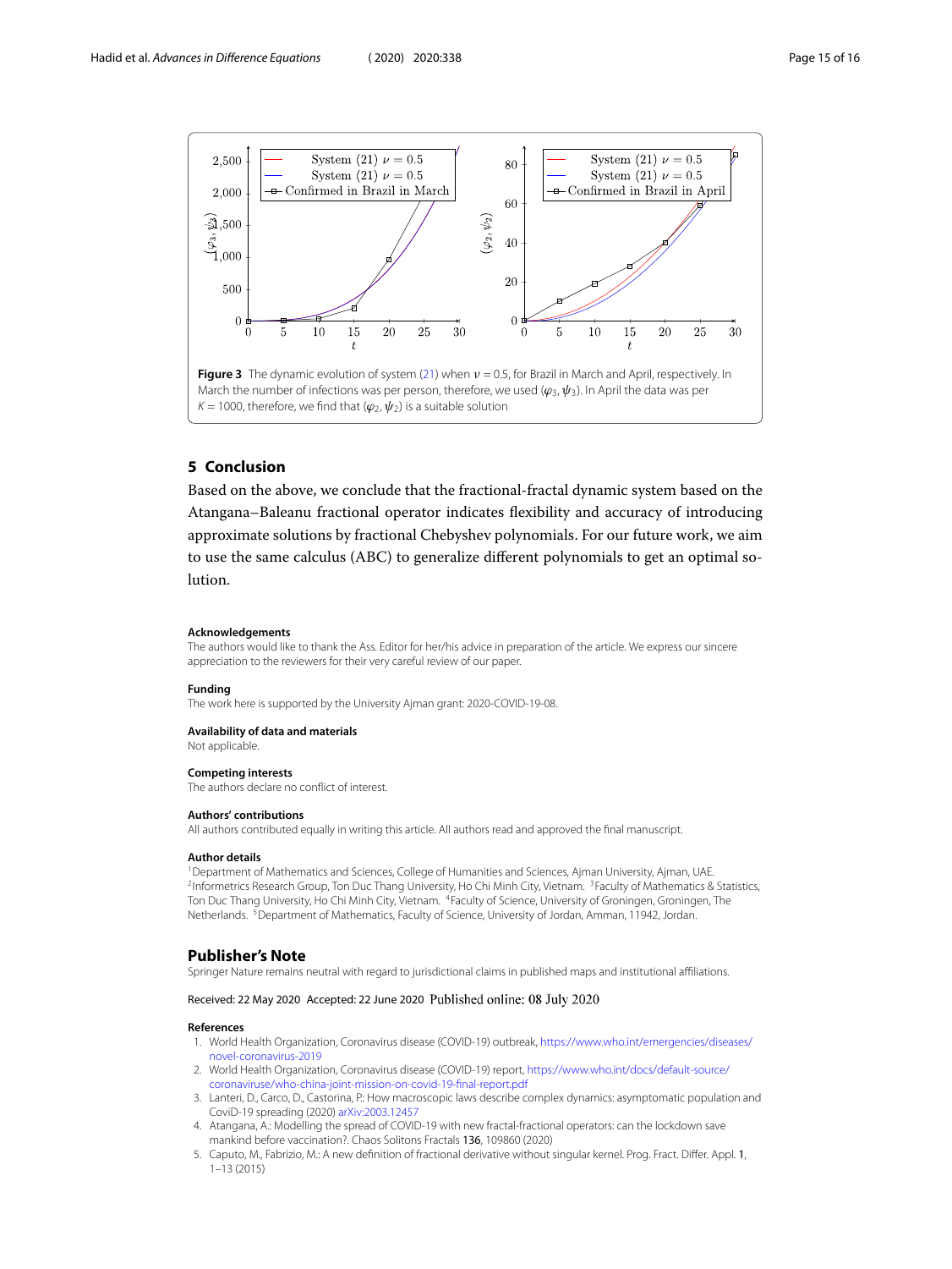**Figure 3** The dynamic evolution of system (21) when $\nu = 0.5$, for Brazil in March and April, respectively. In March the number of infections was per person, therefore, we used $(\varphi_3, \psi_3)$. In April the data was per $K = 1000$, therefore, we find that $(\varphi_2, \psi_2)$ is a suitable solution

## 5 Conclusion

Based on the above, we conclude that the fractional-fractal dynamic system based on the Atangana–Baleanu fractional operator indicates flexibility and accuracy of introducing approximate solutions by fractional Chebyshev polynomials. For our future work, we aim to use the same calculus (ABC) to generalize different polynomials to get an optimal solution.

#### Acknowledgements
The authors would like to thank the Ass. Editor for her/his advice in preparation of the article. We express our sincere appreciation to the reviewers for their very careful review of our paper.

#### Funding
The work here is supported by the University Ajman grant: 2020-COVID-19-08.

#### Availability of data and materials
Not applicable.

#### Competing interests
The authors declare no conflict of interest.

#### Authors' contributions
All authors contributed equally in writing this article. All authors read and approved the final manuscript.

#### Author details
[1]Department of Mathematics and Sciences, College of Humanities and Sciences, Ajman University, Ajman, UAE. [2]Informetrics Research Group, Ton Duc Thang University, Ho Chi Minh City, Vietnam. [3]Faculty of Mathematics & Statistics, Ton Duc Thang University, Ho Chi Minh City, Vietnam. [4]Faculty of Science, University of Groningen, Groningen, The Netherlands. [5]Department of Mathematics, Faculty of Science, University of Jordan, Amman, 11942, Jordan.

## Publisher's Note
Springer Nature remains neutral with regard to jurisdictional claims in published maps and institutional affiliations.

Received: 22 May 2020 Accepted: 22 June 2020 Published online: 08 July 2020

#### References
1. World Health Organization, Coronavirus disease (COVID-19) outbreak, https://www.who.int/emergencies/diseases/novel-coronavirus-2019
2. World Health Organization, Coronavirus disease (COVID-19) report, https://www.who.int/docs/default-source/coronaviruse/who-china-joint-mission-on-covid-19-final-report.pdf
3. Lanteri, D., Carco, D., Castorina, P.: How macroscopic laws describe complex dynamics: asymptomatic population and CoviD-19 spreading (2020) arXiv:2003.12457
4. Atangana, A.: Modelling the spread of COVID-19 with new fractal-fractional operators: can the lockdown save mankind before vaccination?. Chaos Solitons Fractals **136**, 109860 (2020)
5. Caputo, M., Fabrizio, M.: A new definition of fractional derivative without singular kernel. Prog. Fract. Differ. Appl. **1**, 1–13 (2015)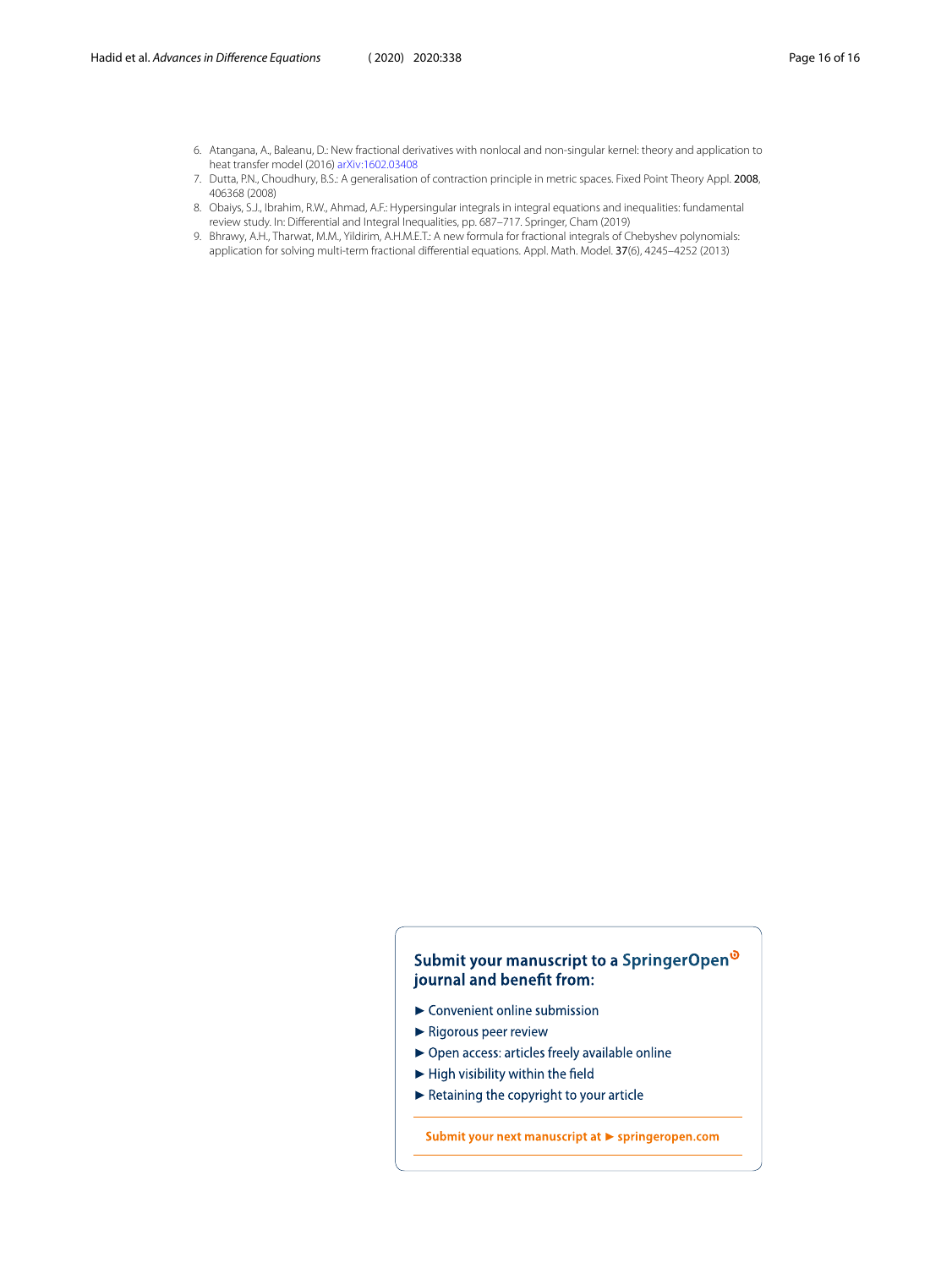6. Atangana, A., Baleanu, D.: New fractional derivatives with nonlocal and non-singular kernel: theory and application to heat transfer model (2016) arXiv:1602.03408
7. Dutta, P.N., Choudhury, B.S.: A generalisation of contraction principle in metric spaces. Fixed Point Theory Appl. **2008**, 406368 (2008)
8. Obaiys, S.J., Ibrahim, R.W., Ahmad, A.F.: Hypersingular integrals in integral equations and inequalities: fundamental review study. In: Differential and Integral Inequalities, pp. 687–717. Springer, Cham (2019)
9. Bhrawy, A.H., Tharwat, M.M., Yildirim, A.H.M.E.T.: A new formula for fractional integrals of Chebyshev polynomials: application for solving multi-term fractional differential equations. Appl. Math. Model. **37**(6), 4245–4252 (2013)

**Submit your manuscript to a SpringerOpen journal and benefit from:**

► Convenient online submission
► Rigorous peer review
► Open access: articles freely available online
► High visibility within the field
► Retaining the copyright to your article

**Submit your next manuscript at ► springeropen.com**